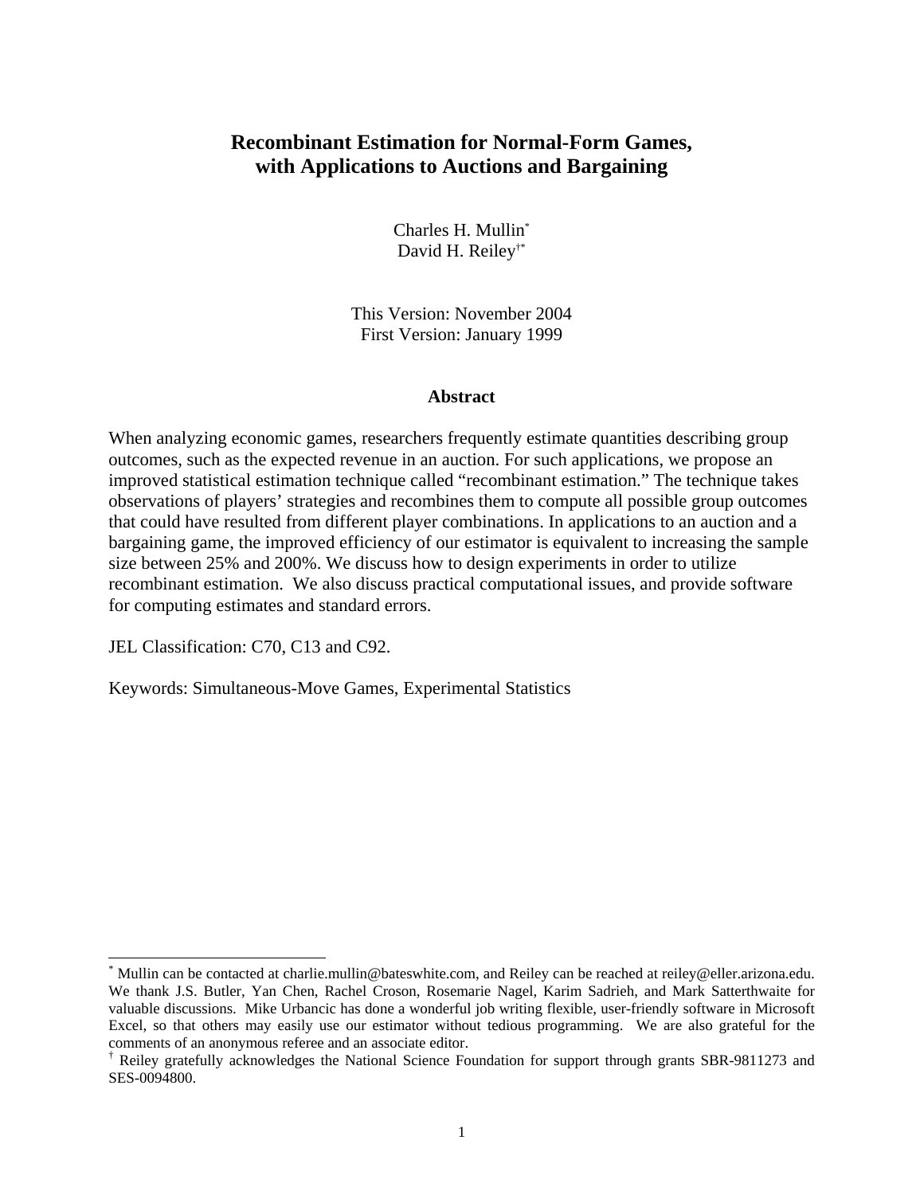# Recombinant Estimation for Normal-Form Games, with Applications to Auctions and Bargaining

Charles H. Mullin[*]
David H. Reiley[†*]

This Version: November 2004
First Version: January 1999

## Abstract

When analyzing economic games, researchers frequently estimate quantities describing group outcomes, such as the expected revenue in an auction. For such applications, we propose an improved statistical estimation technique called "recombinant estimation." The technique takes observations of players' strategies and recombines them to compute all possible group outcomes that could have resulted from different player combinations. In applications to an auction and a bargaining game, the improved efficiency of our estimator is equivalent to increasing the sample size between 25% and 200%. We discuss how to design experiments in order to utilize recombinant estimation. We also discuss practical computational issues, and provide software for computing estimates and standard errors.

JEL Classification: C70, C13 and C92.

Keywords: Simultaneous-Move Games, Experimental Statistics

---

[*] Mullin can be contacted at charlie.mullin@bateswhite.com, and Reiley can be reached at reiley@eller.arizona.edu. We thank J.S. Butler, Yan Chen, Rachel Croson, Rosemarie Nagel, Karim Sadrieh, and Mark Satterthwaite for valuable discussions. Mike Urbancic has done a wonderful job writing flexible, user-friendly software in Microsoft Excel, so that others may easily use our estimator without tedious programming. We are also grateful for the comments of an anonymous referee and an associate editor.

[†] Reiley gratefully acknowledges the National Science Foundation for support through grants SBR-9811273 and SES-0094800.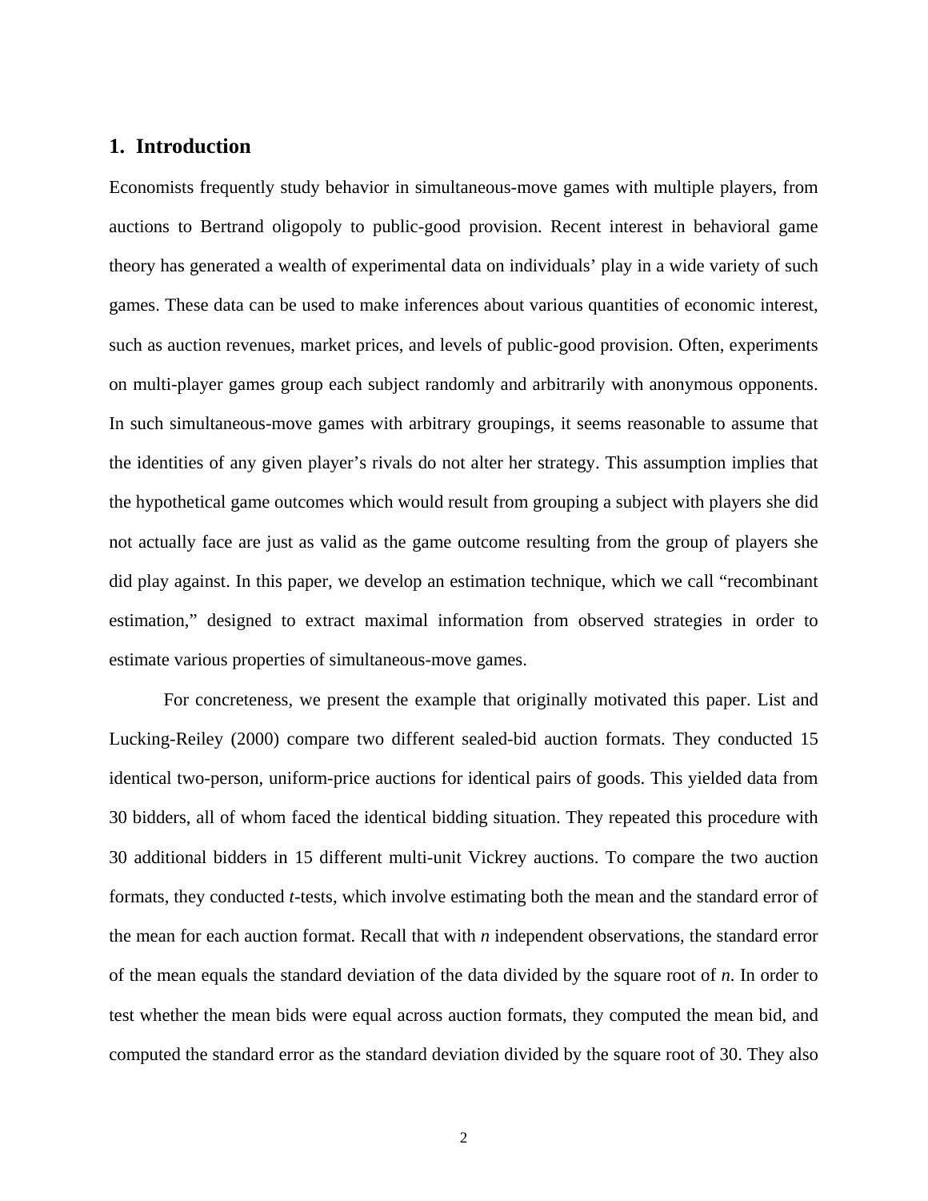## 1. Introduction

Economists frequently study behavior in simultaneous-move games with multiple players, from auctions to Bertrand oligopoly to public-good provision. Recent interest in behavioral game theory has generated a wealth of experimental data on individuals' play in a wide variety of such games. These data can be used to make inferences about various quantities of economic interest, such as auction revenues, market prices, and levels of public-good provision. Often, experiments on multi-player games group each subject randomly and arbitrarily with anonymous opponents. In such simultaneous-move games with arbitrary groupings, it seems reasonable to assume that the identities of any given player's rivals do not alter her strategy. This assumption implies that the hypothetical game outcomes which would result from grouping a subject with players she did not actually face are just as valid as the game outcome resulting from the group of players she did play against. In this paper, we develop an estimation technique, which we call "recombinant estimation," designed to extract maximal information from observed strategies in order to estimate various properties of simultaneous-move games.

For concreteness, we present the example that originally motivated this paper. List and Lucking-Reiley (2000) compare two different sealed-bid auction formats. They conducted 15 identical two-person, uniform-price auctions for identical pairs of goods. This yielded data from 30 bidders, all of whom faced the identical bidding situation. They repeated this procedure with 30 additional bidders in 15 different multi-unit Vickrey auctions. To compare the two auction formats, they conducted *t*-tests, which involve estimating both the mean and the standard error of the mean for each auction format. Recall that with *n* independent observations, the standard error of the mean equals the standard deviation of the data divided by the square root of *n*. In order to test whether the mean bids were equal across auction formats, they computed the mean bid, and computed the standard error as the standard deviation divided by the square root of 30. They also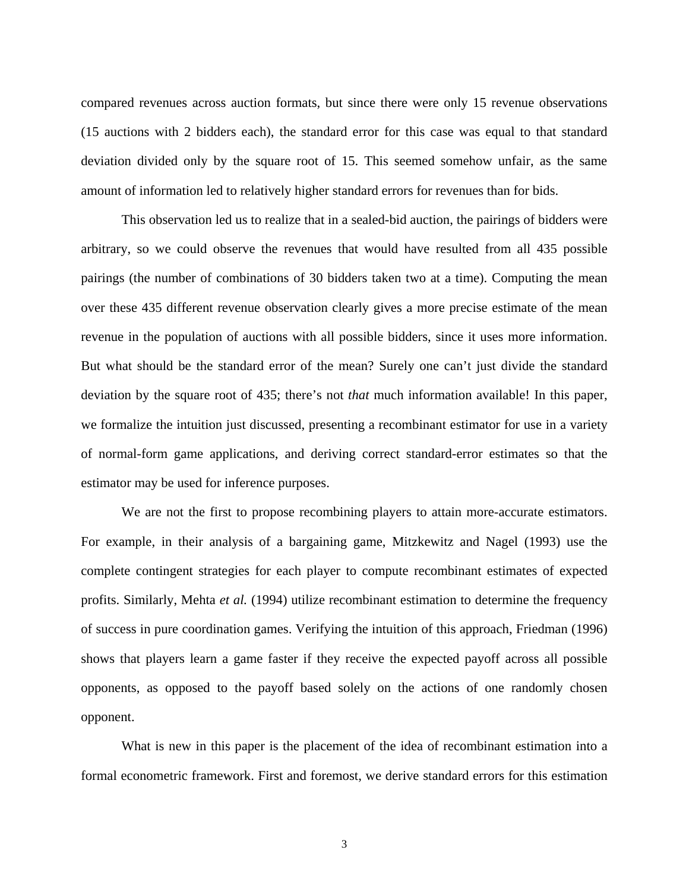compared revenues across auction formats, but since there were only 15 revenue observations (15 auctions with 2 bidders each), the standard error for this case was equal to that standard deviation divided only by the square root of 15. This seemed somehow unfair, as the same amount of information led to relatively higher standard errors for revenues than for bids.

This observation led us to realize that in a sealed-bid auction, the pairings of bidders were arbitrary, so we could observe the revenues that would have resulted from all 435 possible pairings (the number of combinations of 30 bidders taken two at a time). Computing the mean over these 435 different revenue observation clearly gives a more precise estimate of the mean revenue in the population of auctions with all possible bidders, since it uses more information. But what should be the standard error of the mean? Surely one can't just divide the standard deviation by the square root of 435; there's not *that* much information available! In this paper, we formalize the intuition just discussed, presenting a recombinant estimator for use in a variety of normal-form game applications, and deriving correct standard-error estimates so that the estimator may be used for inference purposes.

We are not the first to propose recombining players to attain more-accurate estimators. For example, in their analysis of a bargaining game, Mitzkewitz and Nagel (1993) use the complete contingent strategies for each player to compute recombinant estimates of expected profits. Similarly, Mehta *et al.* (1994) utilize recombinant estimation to determine the frequency of success in pure coordination games. Verifying the intuition of this approach, Friedman (1996) shows that players learn a game faster if they receive the expected payoff across all possible opponents, as opposed to the payoff based solely on the actions of one randomly chosen opponent.

What is new in this paper is the placement of the idea of recombinant estimation into a formal econometric framework. First and foremost, we derive standard errors for this estimation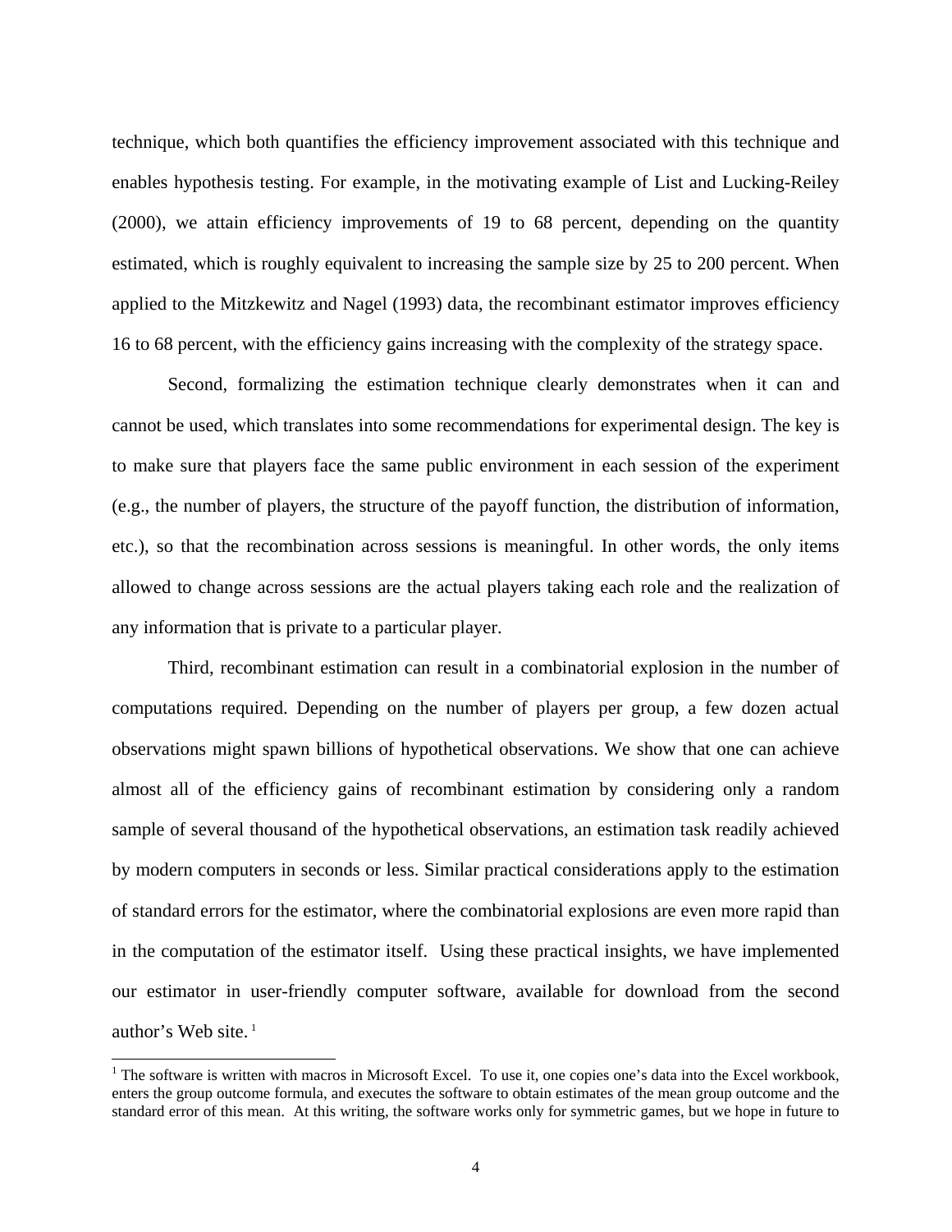technique, which both quantifies the efficiency improvement associated with this technique and enables hypothesis testing. For example, in the motivating example of List and Lucking-Reiley (2000), we attain efficiency improvements of 19 to 68 percent, depending on the quantity estimated, which is roughly equivalent to increasing the sample size by 25 to 200 percent. When applied to the Mitzkewitz and Nagel (1993) data, the recombinant estimator improves efficiency 16 to 68 percent, with the efficiency gains increasing with the complexity of the strategy space.

Second, formalizing the estimation technique clearly demonstrates when it can and cannot be used, which translates into some recommendations for experimental design. The key is to make sure that players face the same public environment in each session of the experiment (e.g., the number of players, the structure of the payoff function, the distribution of information, etc.), so that the recombination across sessions is meaningful. In other words, the only items allowed to change across sessions are the actual players taking each role and the realization of any information that is private to a particular player.

Third, recombinant estimation can result in a combinatorial explosion in the number of computations required. Depending on the number of players per group, a few dozen actual observations might spawn billions of hypothetical observations. We show that one can achieve almost all of the efficiency gains of recombinant estimation by considering only a random sample of several thousand of the hypothetical observations, an estimation task readily achieved by modern computers in seconds or less. Similar practical considerations apply to the estimation of standard errors for the estimator, where the combinatorial explosions are even more rapid than in the computation of the estimator itself. Using these practical insights, we have implemented our estimator in user-friendly computer software, available for download from the second author's Web site.[1]

[1] The software is written with macros in Microsoft Excel. To use it, one copies one's data into the Excel workbook, enters the group outcome formula, and executes the software to obtain estimates of the mean group outcome and the standard error of this mean. At this writing, the software works only for symmetric games, but we hope in future to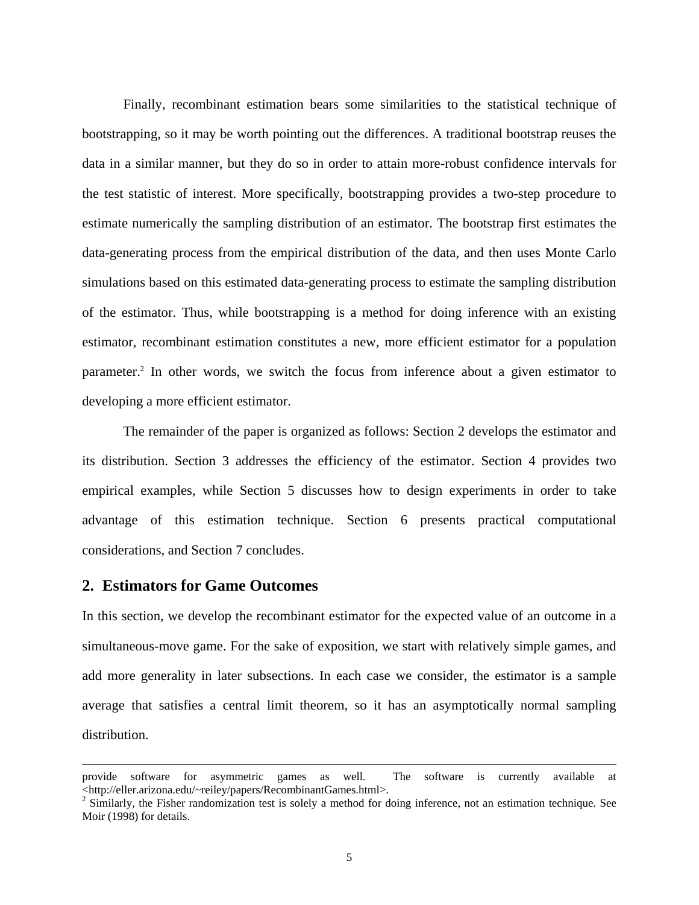Finally, recombinant estimation bears some similarities to the statistical technique of bootstrapping, so it may be worth pointing out the differences. A traditional bootstrap reuses the data in a similar manner, but they do so in order to attain more-robust confidence intervals for the test statistic of interest. More specifically, bootstrapping provides a two-step procedure to estimate numerically the sampling distribution of an estimator. The bootstrap first estimates the data-generating process from the empirical distribution of the data, and then uses Monte Carlo simulations based on this estimated data-generating process to estimate the sampling distribution of the estimator. Thus, while bootstrapping is a method for doing inference with an existing estimator, recombinant estimation constitutes a new, more efficient estimator for a population parameter.[2] In other words, we switch the focus from inference about a given estimator to developing a more efficient estimator.

The remainder of the paper is organized as follows: Section 2 develops the estimator and its distribution. Section 3 addresses the efficiency of the estimator. Section 4 provides two empirical examples, while Section 5 discusses how to design experiments in order to take advantage of this estimation technique. Section 6 presents practical computational considerations, and Section 7 concludes.

## 2. Estimators for Game Outcomes

In this section, we develop the recombinant estimator for the expected value of an outcome in a simultaneous-move game. For the sake of exposition, we start with relatively simple games, and add more generality in later subsections. In each case we consider, the estimator is a sample average that satisfies a central limit theorem, so it has an asymptotically normal sampling distribution.

---

provide software for asymmetric games as well. The software is currently available at <http://eller.arizona.edu/~reiley/papers/RecombinantGames.html>.

[2] Similarly, the Fisher randomization test is solely a method for doing inference, not an estimation technique. See Moir (1998) for details.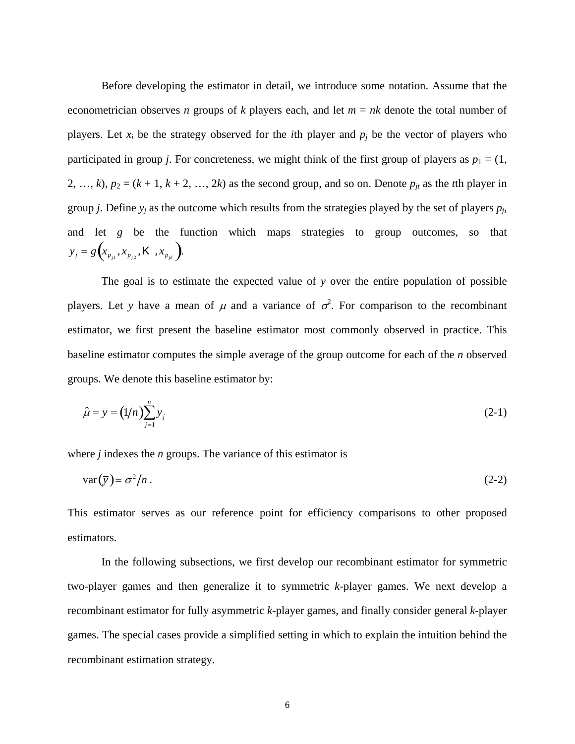Before developing the estimator in detail, we introduce some notation. Assume that the econometrician observes $n$ groups of $k$ players each, and let $m = nk$ denote the total number of players. Let $x_i$ be the strategy observed for the $i$th player and $p_j$ be the vector of players who participated in group $j$. For concreteness, we might think of the first group of players as $p_1 = (1, 2, \ldots, k)$, $p_2 = (k + 1, k + 2, \ldots, 2k)$ as the second group, and so on. Denote $p_{jt}$ as the $t$th player in group $j$. Define $y_j$ as the outcome which results from the strategies played by the set of players $p_j$, and let $g$ be the function which maps strategies to group outcomes, so that $y_j = g\left(x_{p_{j1}}, x_{p_{j2}}, \ldots, x_{p_{jk}}\right)$.

The goal is to estimate the expected value of $y$ over the entire population of possible players. Let $y$ have a mean of $\mu$ and a variance of $\sigma^2$. For comparison to the recombinant estimator, we first present the baseline estimator most commonly observed in practice. This baseline estimator computes the simple average of the group outcome for each of the $n$ observed groups. We denote this baseline estimator by:

$$\hat{\mu} = \bar{y} = (1/n)\sum_{j=1}^{n} y_j \tag{2-1}$$

where $j$ indexes the $n$ groups. The variance of this estimator is

$$\operatorname{var}(\bar{y}) = \sigma^2/n . \tag{2-2}$$

This estimator serves as our reference point for efficiency comparisons to other proposed estimators.

In the following subsections, we first develop our recombinant estimator for symmetric two-player games and then generalize it to symmetric $k$-player games. We next develop a recombinant estimator for fully asymmetric $k$-player games, and finally consider general $k$-player games. The special cases provide a simplified setting in which to explain the intuition behind the recombinant estimation strategy.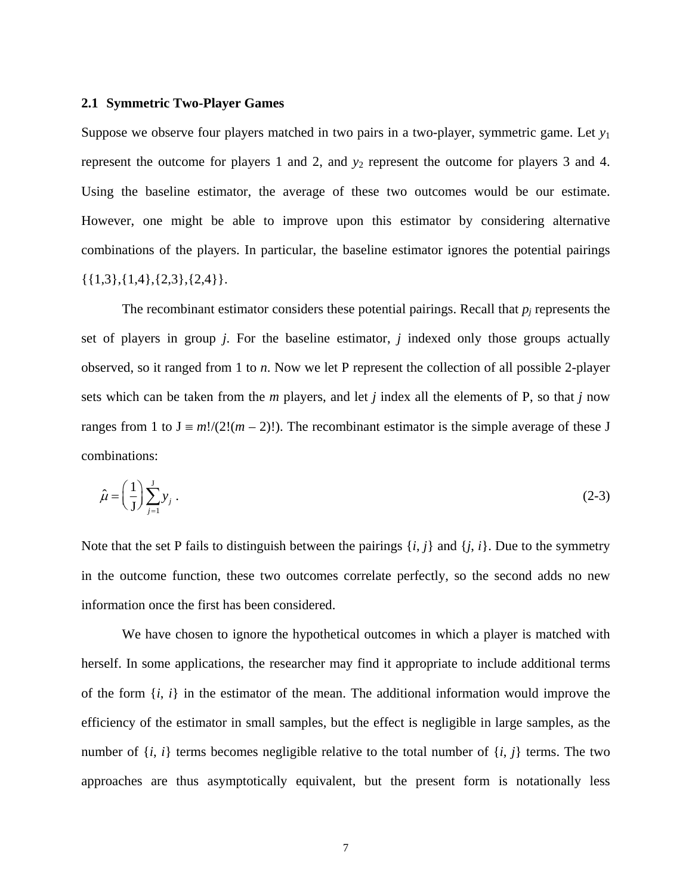### 2.1 Symmetric Two-Player Games

Suppose we observe four players matched in two pairs in a two-player, symmetric game. Let $y_1$ represent the outcome for players 1 and 2, and $y_2$ represent the outcome for players 3 and 4. Using the baseline estimator, the average of these two outcomes would be our estimate. However, one might be able to improve upon this estimator by considering alternative combinations of the players. In particular, the baseline estimator ignores the potential pairings {{1,3},{1,4},{2,3},{2,4}}.

The recombinant estimator considers these potential pairings. Recall that $p_j$ represents the set of players in group *j*. For the baseline estimator, *j* indexed only those groups actually observed, so it ranged from 1 to *n*. Now we let P represent the collection of all possible 2-player sets which can be taken from the *m* players, and let *j* index all the elements of P, so that *j* now ranges from 1 to $\mathrm{J} \equiv m!/(2!(m-2)!)$. The recombinant estimator is the simple average of these J combinations:

$$\hat{\mu} = \left(\frac{1}{\mathrm{J}}\right)\sum_{j=1}^{\mathrm{J}} y_j \ . \tag{2-3}$$

Note that the set P fails to distinguish between the pairings $\{i, j\}$ and $\{j, i\}$. Due to the symmetry in the outcome function, these two outcomes correlate perfectly, so the second adds no new information once the first has been considered.

We have chosen to ignore the hypothetical outcomes in which a player is matched with herself. In some applications, the researcher may find it appropriate to include additional terms of the form $\{i, i\}$ in the estimator of the mean. The additional information would improve the efficiency of the estimator in small samples, but the effect is negligible in large samples, as the number of $\{i, i\}$ terms becomes negligible relative to the total number of $\{i, j\}$ terms. The two approaches are thus asymptotically equivalent, but the present form is notationally less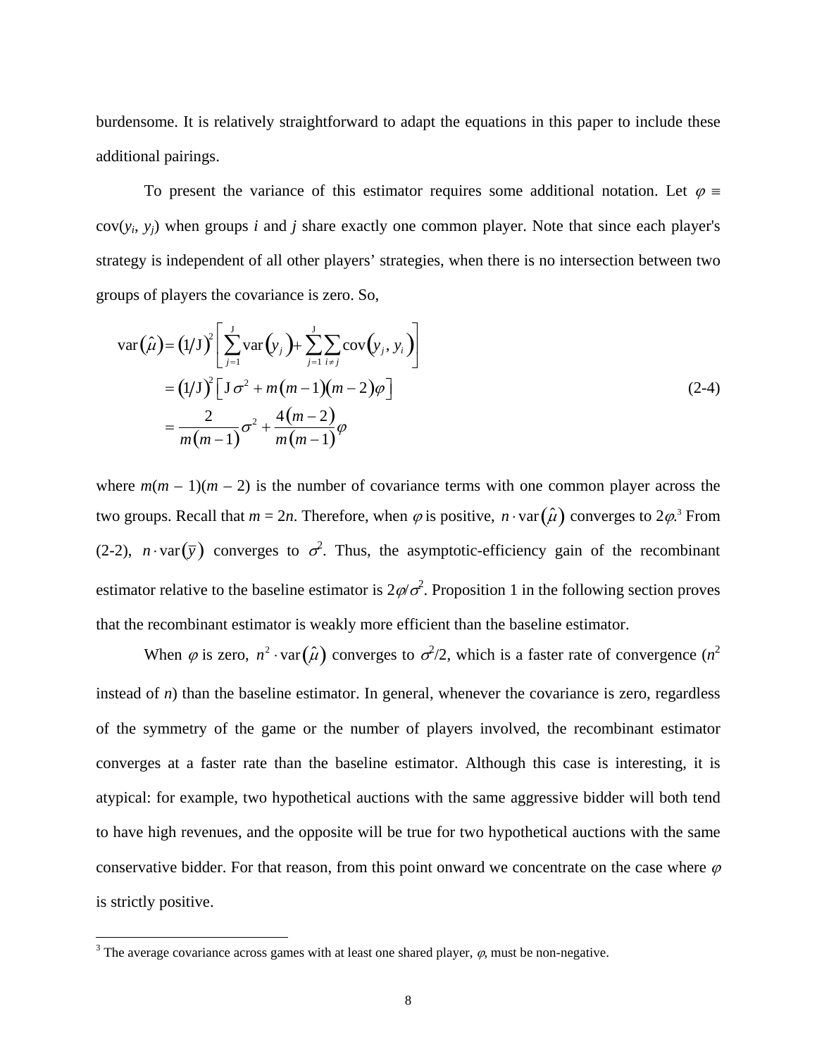burdensome. It is relatively straightforward to adapt the equations in this paper to include these additional pairings.

To present the variance of this estimator requires some additional notation. Let $\varphi \equiv$ cov($y_i$, $y_j$) when groups $i$ and $j$ share exactly one common player. Note that since each player's strategy is independent of all other players' strategies, when there is no intersection between two groups of players the covariance is zero. So,

$$
\begin{aligned}
\operatorname{var}(\hat{\mu}) &= (1/\mathrm{J})^2 \left[ \sum_{j=1}^{\mathrm{J}} \operatorname{var}(y_j) + \sum_{j=1}^{\mathrm{J}} \sum_{i \neq j} \operatorname{cov}(y_j, y_i) \right] \\
&= (1/\mathrm{J})^2 \left[ \mathrm{J}\,\sigma^2 + m(m-1)(m-2)\varphi \right] \\
&= \frac{2}{m(m-1)}\sigma^2 + \frac{4(m-2)}{m(m-1)}\varphi
\end{aligned}
\tag{2-4}
$$

where $m(m-1)(m-2)$ is the number of covariance terms with one common player across the two groups. Recall that $m = 2n$. Therefore, when $\varphi$ is positive, $n \cdot \operatorname{var}(\hat{\mu})$ converges to $2\varphi$.[3] From (2-2), $n \cdot \operatorname{var}(\bar{y})$ converges to $\sigma^2$. Thus, the asymptotic-efficiency gain of the recombinant estimator relative to the baseline estimator is $2\varphi/\sigma^2$. Proposition 1 in the following section proves that the recombinant estimator is weakly more efficient than the baseline estimator.

When $\varphi$ is zero, $n^2 \cdot \operatorname{var}(\hat{\mu})$ converges to $\sigma^2/2$, which is a faster rate of convergence ($n^2$ instead of $n$) than the baseline estimator. In general, whenever the covariance is zero, regardless of the symmetry of the game or the number of players involved, the recombinant estimator converges at a faster rate than the baseline estimator. Although this case is interesting, it is atypical: for example, two hypothetical auctions with the same aggressive bidder will both tend to have high revenues, and the opposite will be true for two hypothetical auctions with the same conservative bidder. For that reason, from this point onward we concentrate on the case where $\varphi$ is strictly positive.

[3] The average covariance across games with at least one shared player, $\varphi$, must be non-negative.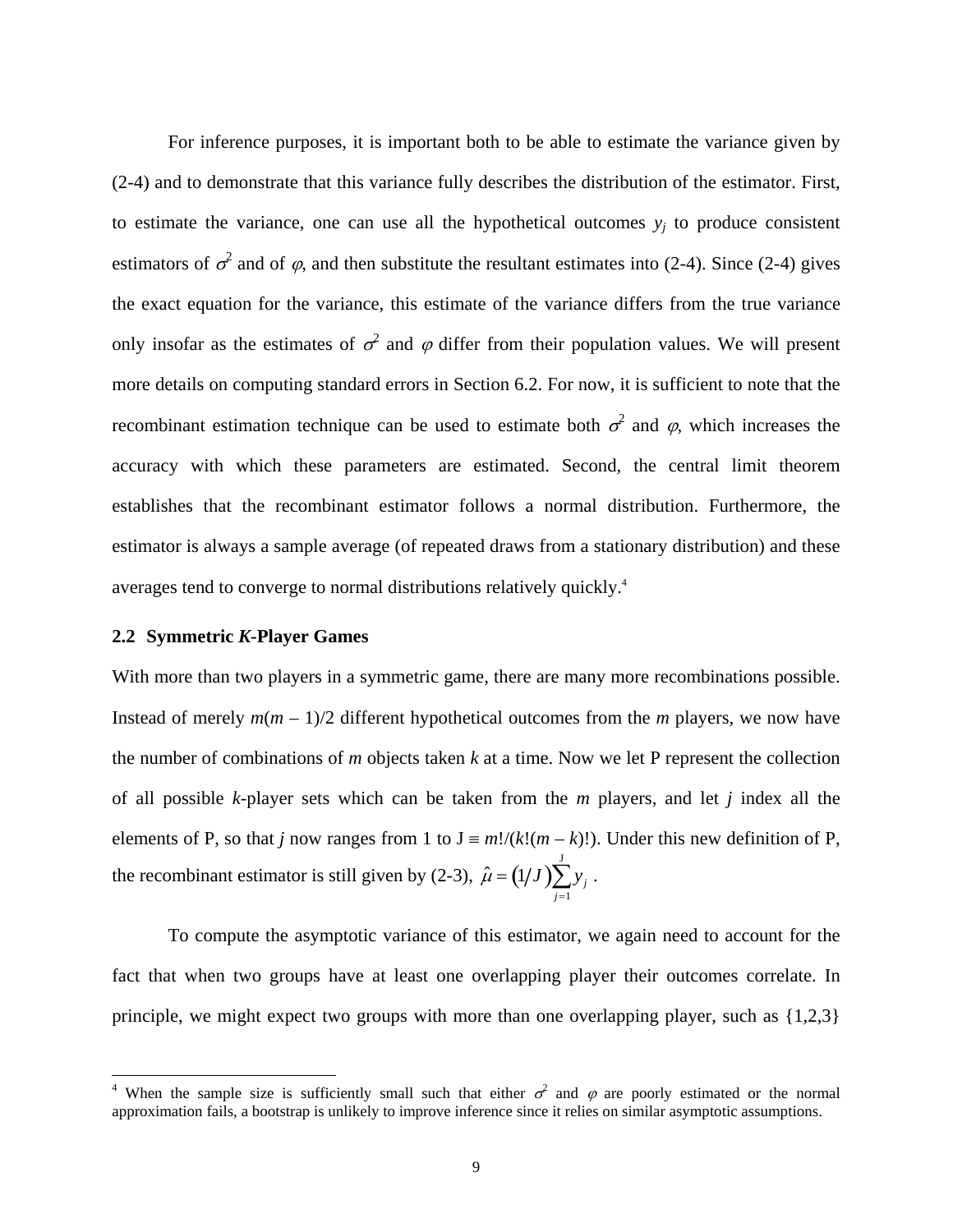For inference purposes, it is important both to be able to estimate the variance given by (2-4) and to demonstrate that this variance fully describes the distribution of the estimator. First, to estimate the variance, one can use all the hypothetical outcomes $y_j$ to produce consistent estimators of $\sigma^2$ and of $\varphi$, and then substitute the resultant estimates into (2-4). Since (2-4) gives the exact equation for the variance, this estimate of the variance differs from the true variance only insofar as the estimates of $\sigma^2$ and $\varphi$ differ from their population values. We will present more details on computing standard errors in Section 6.2. For now, it is sufficient to note that the recombinant estimation technique can be used to estimate both $\sigma^2$ and $\varphi$, which increases the accuracy with which these parameters are estimated. Second, the central limit theorem establishes that the recombinant estimator follows a normal distribution. Furthermore, the estimator is always a sample average (of repeated draws from a stationary distribution) and these averages tend to converge to normal distributions relatively quickly.[4]

## 2.2 Symmetric *K*-Player Games

With more than two players in a symmetric game, there are many more recombinations possible. Instead of merely $m(m-1)/2$ different hypothetical outcomes from the $m$ players, we now have the number of combinations of $m$ objects taken $k$ at a time. Now we let P represent the collection of all possible $k$-player sets which can be taken from the $m$ players, and let $j$ index all the elements of P, so that $j$ now ranges from 1 to $\mathrm{J} \equiv m!/(k!(m-k)!)$. Under this new definition of P, the recombinant estimator is still given by (2-3), $\hat{\mu} = (1/J)\sum_{j=1}^{J} y_j$ .

To compute the asymptotic variance of this estimator, we again need to account for the fact that when two groups have at least one overlapping player their outcomes correlate. In principle, we might expect two groups with more than one overlapping player, such as {1,2,3}

[4] When the sample size is sufficiently small such that either $\sigma^2$ and $\varphi$ are poorly estimated or the normal approximation fails, a bootstrap is unlikely to improve inference since it relies on similar asymptotic assumptions.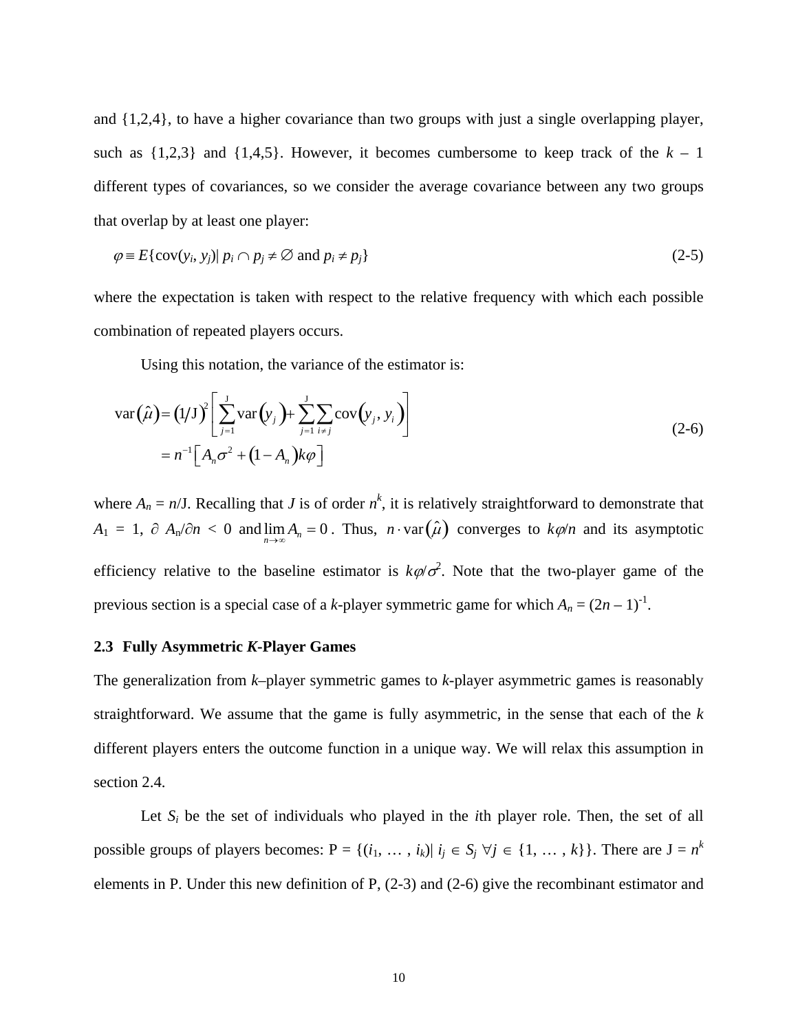and {1,2,4}, to have a higher covariance than two groups with just a single overlapping player, such as {1,2,3} and {1,4,5}. However, it becomes cumbersome to keep track of the $k - 1$ different types of covariances, so we consider the average covariance between any two groups that overlap by at least one player:

$$\varphi \equiv E\{\text{cov}(y_i, y_j) \mid p_i \cap p_j \neq \emptyset \text{ and } p_i \neq p_j\} \tag{2-5}$$

where the expectation is taken with respect to the relative frequency with which each possible combination of repeated players occurs.

Using this notation, the variance of the estimator is:

$$\begin{aligned} \text{var}(\hat{\mu}) &= (1/\text{J})^2 \left[ \sum_{j=1}^{\text{J}} \text{var}(y_j) + \sum_{j=1}^{\text{J}} \sum_{i \neq j} \text{cov}(y_j, y_i) \right] \\ &= n^{-1} \left[ A_n \sigma^2 + (1 - A_n) k \varphi \right] \end{aligned} \tag{2-6}$$

where $A_n = n/\text{J}$. Recalling that $J$ is of order $n^k$, it is relatively straightforward to demonstrate that $A_1 = 1$, $\partial A_n / \partial n < 0$ and $\lim_{n \to \infty} A_n = 0$. Thus, $n \cdot \text{var}(\hat{\mu})$ converges to $k\varphi/n$ and its asymptotic efficiency relative to the baseline estimator is $k\varphi/\sigma^2$. Note that the two-player game of the previous section is a special case of a $k$-player symmetric game for which $A_n = (2n - 1)^{-1}$.

### 2.3 Fully Asymmetric *K*-Player Games

The generalization from $k$–player symmetric games to $k$-player asymmetric games is reasonably straightforward. We assume that the game is fully asymmetric, in the sense that each of the $k$ different players enters the outcome function in a unique way. We will relax this assumption in section 2.4.

Let $S_i$ be the set of individuals who played in the $i$th player role. Then, the set of all possible groups of players becomes: $\text{P} = \{(i_1, \ldots, i_k) \mid i_j \in S_j \ \forall j \in \{1, \ldots, k\}\}$. There are $\text{J} = n^k$ elements in P. Under this new definition of P, (2-3) and (2-6) give the recombinant estimator and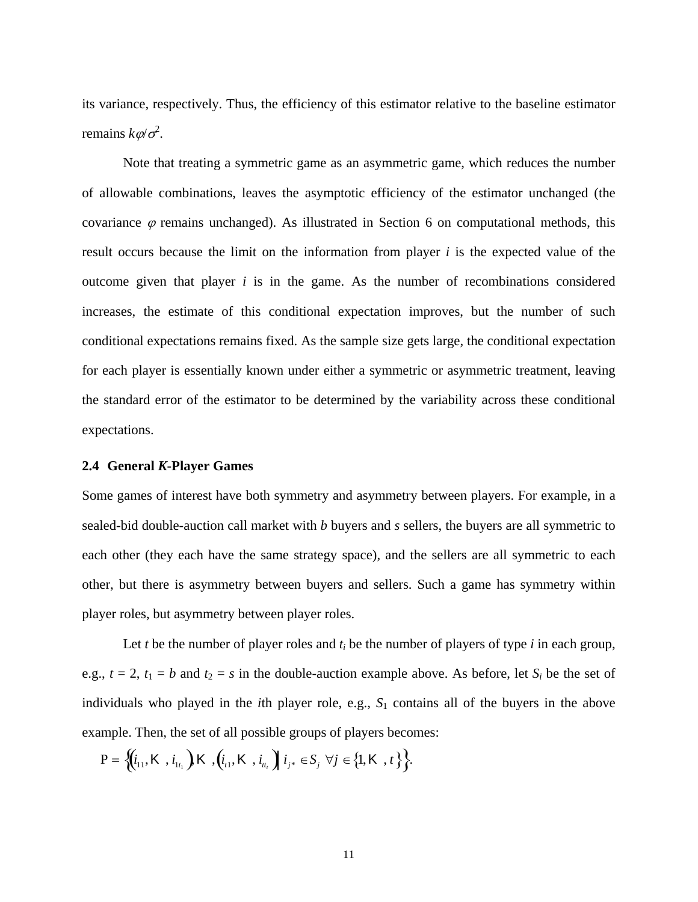its variance, respectively. Thus, the efficiency of this estimator relative to the baseline estimator remains $k\varphi/\sigma^2$.

Note that treating a symmetric game as an asymmetric game, which reduces the number of allowable combinations, leaves the asymptotic efficiency of the estimator unchanged (the covariance $\varphi$ remains unchanged). As illustrated in Section 6 on computational methods, this result occurs because the limit on the information from player $i$ is the expected value of the outcome given that player $i$ is in the game. As the number of recombinations considered increases, the estimate of this conditional expectation improves, but the number of such conditional expectations remains fixed. As the sample size gets large, the conditional expectation for each player is essentially known under either a symmetric or asymmetric treatment, leaving the standard error of the estimator to be determined by the variability across these conditional expectations.

### 2.4 General *K*-Player Games

Some games of interest have both symmetry and asymmetry between players. For example, in a sealed-bid double-auction call market with $b$ buyers and $s$ sellers, the buyers are all symmetric to each other (they each have the same strategy space), and the sellers are all symmetric to each other, but there is asymmetry between buyers and sellers. Such a game has symmetry within player roles, but asymmetry between player roles.

Let $t$ be the number of player roles and $t_i$ be the number of players of type $i$ in each group, e.g., $t = 2$, $t_1 = b$ and $t_2 = s$ in the double-auction example above. As before, let $S_i$ be the set of individuals who played in the $i$th player role, e.g., $S_1$ contains all of the buyers in the above example. Then, the set of all possible groups of players becomes:

$$\mathrm{P} = \left\{\left(i_{11},\ldots,i_{1t_1}\right),\ldots,\left(i_{t1},\ldots,i_{tt_t}\right) \middle| \; i_{j*} \in S_j \;\; \forall j \in \{1,\ldots,t\}\right\}.$$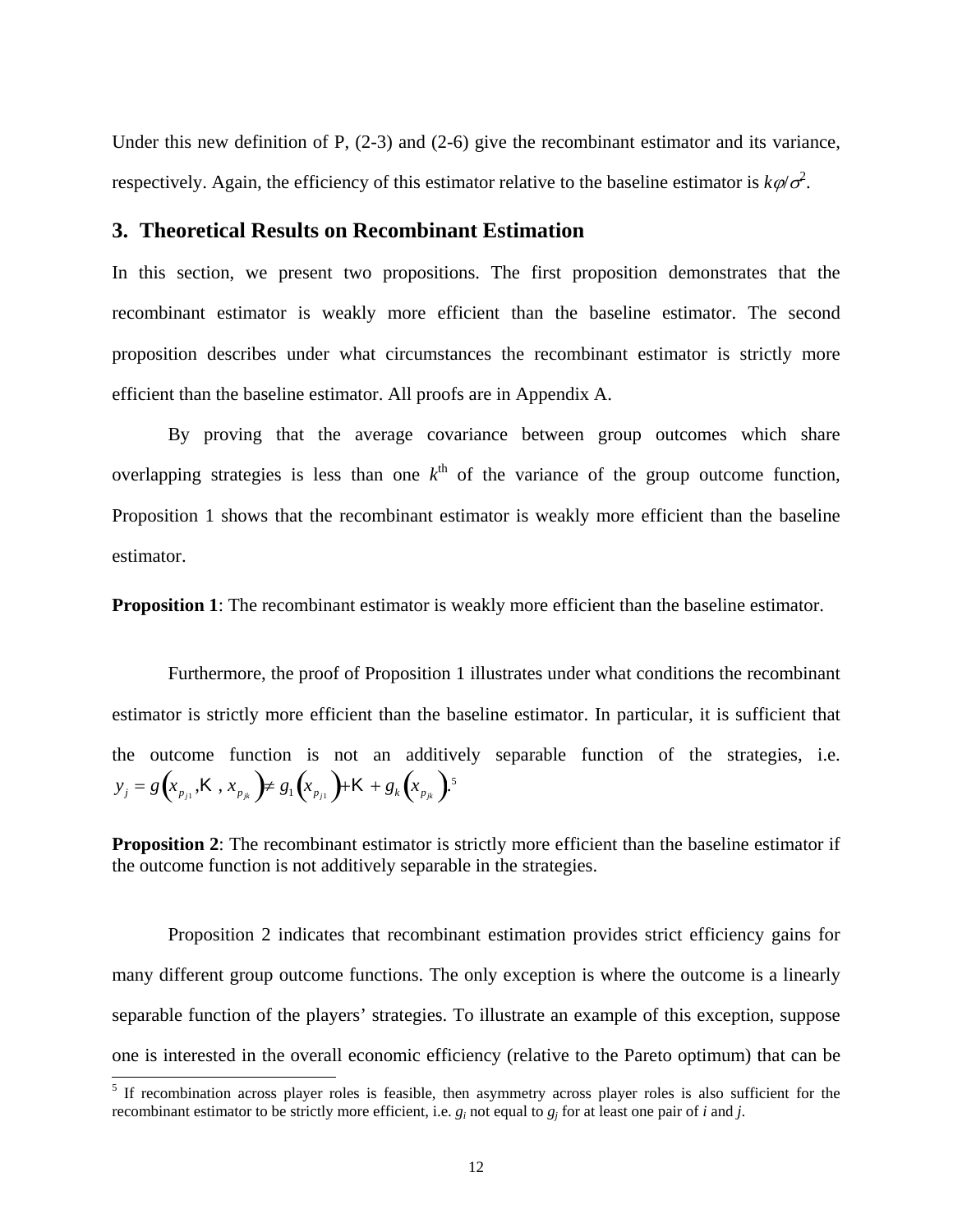Under this new definition of P, (2-3) and (2-6) give the recombinant estimator and its variance, respectively. Again, the efficiency of this estimator relative to the baseline estimator is $k\varphi/\sigma^2$.

## 3. Theoretical Results on Recombinant Estimation

In this section, we present two propositions. The first proposition demonstrates that the recombinant estimator is weakly more efficient than the baseline estimator. The second proposition describes under what circumstances the recombinant estimator is strictly more efficient than the baseline estimator. All proofs are in Appendix A.

By proving that the average covariance between group outcomes which share overlapping strategies is less than one $k^{\text{th}}$ of the variance of the group outcome function, Proposition 1 shows that the recombinant estimator is weakly more efficient than the baseline estimator.

**Proposition 1**: The recombinant estimator is weakly more efficient than the baseline estimator.

Furthermore, the proof of Proposition 1 illustrates under what conditions the recombinant estimator is strictly more efficient than the baseline estimator. In particular, it is sufficient that the outcome function is not an additively separable function of the strategies, i.e. $y_j = g\left(x_{p_{j1}}, \ldots, x_{p_{jk}}\right) \neq g_1\left(x_{p_{j1}}\right) + \ldots + g_k\left(x_{p_{jk}}\right)$.[5]

**Proposition 2**: The recombinant estimator is strictly more efficient than the baseline estimator if the outcome function is not additively separable in the strategies.

Proposition 2 indicates that recombinant estimation provides strict efficiency gains for many different group outcome functions. The only exception is where the outcome is a linearly separable function of the players' strategies. To illustrate an example of this exception, suppose one is interested in the overall economic efficiency (relative to the Pareto optimum) that can be

[5] If recombination across player roles is feasible, then asymmetry across player roles is also sufficient for the recombinant estimator to be strictly more efficient, i.e. $g_i$ not equal to $g_j$ for at least one pair of $i$ and $j$.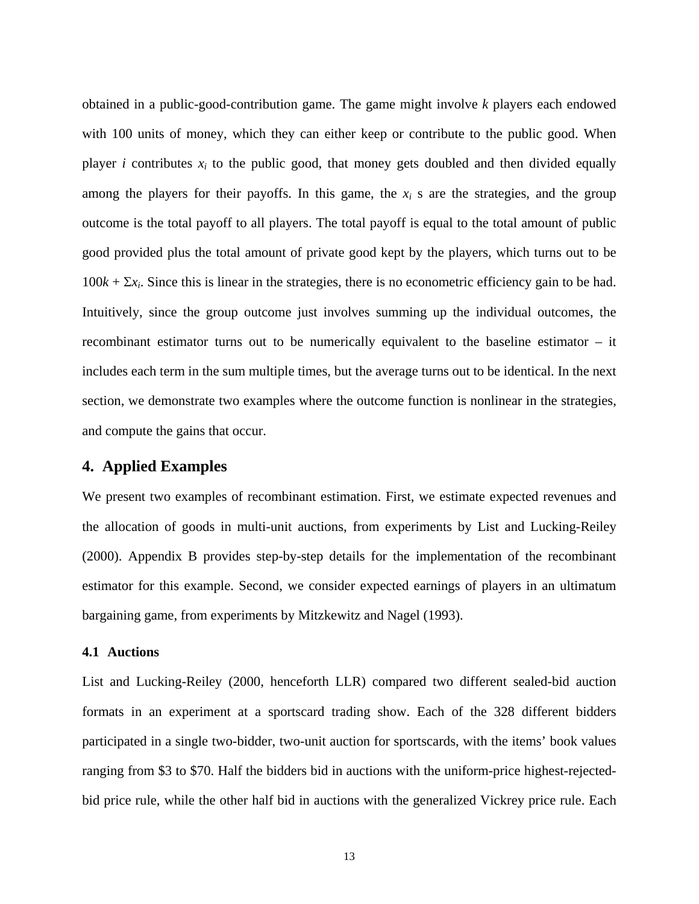obtained in a public-good-contribution game. The game might involve $k$ players each endowed with 100 units of money, which they can either keep or contribute to the public good. When player $i$ contributes $x_i$ to the public good, that money gets doubled and then divided equally among the players for their payoffs. In this game, the $x_i$ s are the strategies, and the group outcome is the total payoff to all players. The total payoff is equal to the total amount of public good provided plus the total amount of private good kept by the players, which turns out to be $100k + \Sigma x_i$. Since this is linear in the strategies, there is no econometric efficiency gain to be had. Intuitively, since the group outcome just involves summing up the individual outcomes, the recombinant estimator turns out to be numerically equivalent to the baseline estimator – it includes each term in the sum multiple times, but the average turns out to be identical. In the next section, we demonstrate two examples where the outcome function is nonlinear in the strategies, and compute the gains that occur.

## 4. Applied Examples

We present two examples of recombinant estimation. First, we estimate expected revenues and the allocation of goods in multi-unit auctions, from experiments by List and Lucking-Reiley (2000). Appendix B provides step-by-step details for the implementation of the recombinant estimator for this example. Second, we consider expected earnings of players in an ultimatum bargaining game, from experiments by Mitzkewitz and Nagel (1993).

### 4.1 Auctions

List and Lucking-Reiley (2000, henceforth LLR) compared two different sealed-bid auction formats in an experiment at a sportscard trading show. Each of the 328 different bidders participated in a single two-bidder, two-unit auction for sportscards, with the items' book values ranging from \$3 to \$70. Half the bidders bid in auctions with the uniform-price highest-rejected-bid price rule, while the other half bid in auctions with the generalized Vickrey price rule. Each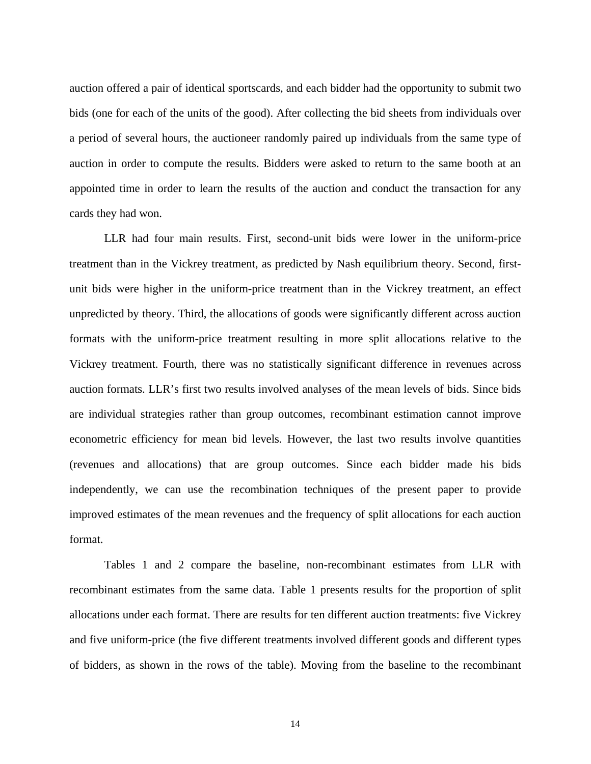auction offered a pair of identical sportscards, and each bidder had the opportunity to submit two bids (one for each of the units of the good). After collecting the bid sheets from individuals over a period of several hours, the auctioneer randomly paired up individuals from the same type of auction in order to compute the results. Bidders were asked to return to the same booth at an appointed time in order to learn the results of the auction and conduct the transaction for any cards they had won.

LLR had four main results. First, second-unit bids were lower in the uniform-price treatment than in the Vickrey treatment, as predicted by Nash equilibrium theory. Second, first-unit bids were higher in the uniform-price treatment than in the Vickrey treatment, an effect unpredicted by theory. Third, the allocations of goods were significantly different across auction formats with the uniform-price treatment resulting in more split allocations relative to the Vickrey treatment. Fourth, there was no statistically significant difference in revenues across auction formats. LLR's first two results involved analyses of the mean levels of bids. Since bids are individual strategies rather than group outcomes, recombinant estimation cannot improve econometric efficiency for mean bid levels. However, the last two results involve quantities (revenues and allocations) that are group outcomes. Since each bidder made his bids independently, we can use the recombination techniques of the present paper to provide improved estimates of the mean revenues and the frequency of split allocations for each auction format.

Tables 1 and 2 compare the baseline, non-recombinant estimates from LLR with recombinant estimates from the same data. Table 1 presents results for the proportion of split allocations under each format. There are results for ten different auction treatments: five Vickrey and five uniform-price (the five different treatments involved different goods and different types of bidders, as shown in the rows of the table). Moving from the baseline to the recombinant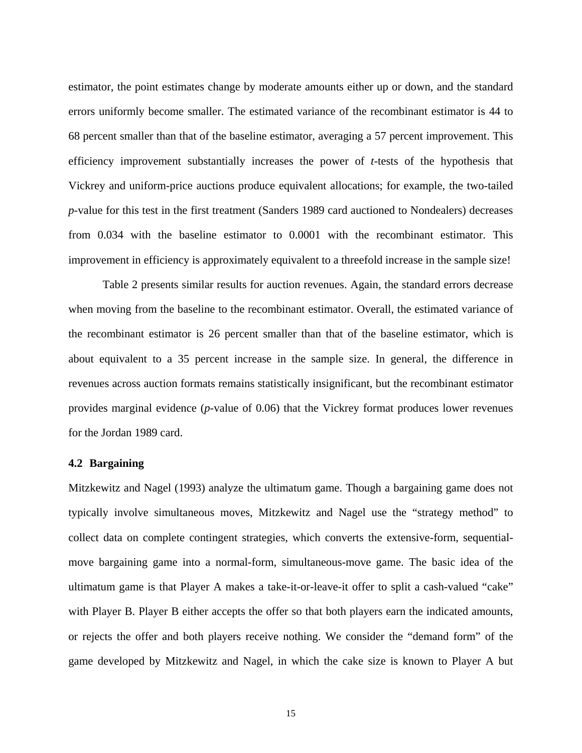estimator, the point estimates change by moderate amounts either up or down, and the standard errors uniformly become smaller. The estimated variance of the recombinant estimator is 44 to 68 percent smaller than that of the baseline estimator, averaging a 57 percent improvement. This efficiency improvement substantially increases the power of *t*-tests of the hypothesis that Vickrey and uniform-price auctions produce equivalent allocations; for example, the two-tailed *p*-value for this test in the first treatment (Sanders 1989 card auctioned to Nondealers) decreases from 0.034 with the baseline estimator to 0.0001 with the recombinant estimator. This improvement in efficiency is approximately equivalent to a threefold increase in the sample size!

Table 2 presents similar results for auction revenues. Again, the standard errors decrease when moving from the baseline to the recombinant estimator. Overall, the estimated variance of the recombinant estimator is 26 percent smaller than that of the baseline estimator, which is about equivalent to a 35 percent increase in the sample size. In general, the difference in revenues across auction formats remains statistically insignificant, but the recombinant estimator provides marginal evidence (*p*-value of 0.06) that the Vickrey format produces lower revenues for the Jordan 1989 card.

### 4.2 Bargaining

Mitzkewitz and Nagel (1993) analyze the ultimatum game. Though a bargaining game does not typically involve simultaneous moves, Mitzkewitz and Nagel use the "strategy method" to collect data on complete contingent strategies, which converts the extensive-form, sequential-move bargaining game into a normal-form, simultaneous-move game. The basic idea of the ultimatum game is that Player A makes a take-it-or-leave-it offer to split a cash-valued "cake" with Player B. Player B either accepts the offer so that both players earn the indicated amounts, or rejects the offer and both players receive nothing. We consider the "demand form" of the game developed by Mitzkewitz and Nagel, in which the cake size is known to Player A but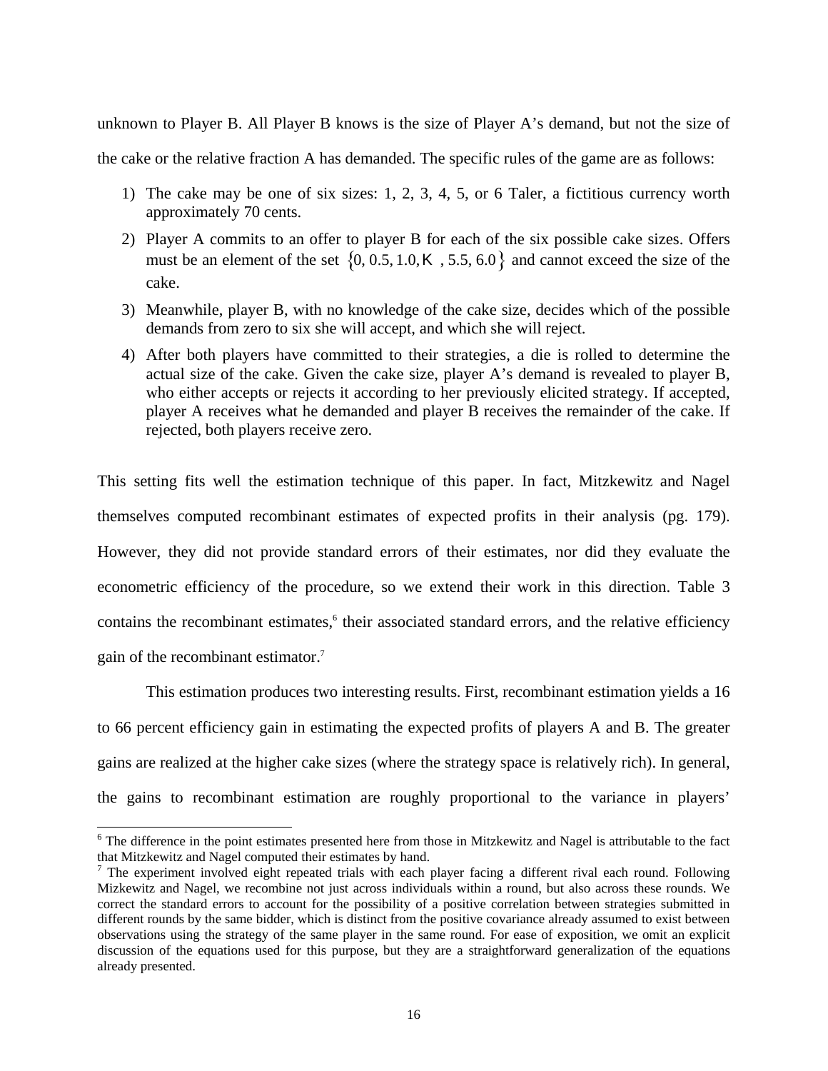unknown to Player B. All Player B knows is the size of Player A's demand, but not the size of the cake or the relative fraction A has demanded. The specific rules of the game are as follows:

1) The cake may be one of six sizes: 1, 2, 3, 4, 5, or 6 Taler, a fictitious currency worth approximately 70 cents.
2) Player A commits to an offer to player B for each of the six possible cake sizes. Offers must be an element of the set $\{0, 0.5, 1.0, \ldots, 5.5, 6.0\}$ and cannot exceed the size of the cake.
3) Meanwhile, player B, with no knowledge of the cake size, decides which of the possible demands from zero to six she will accept, and which she will reject.
4) After both players have committed to their strategies, a die is rolled to determine the actual size of the cake. Given the cake size, player A's demand is revealed to player B, who either accepts or rejects it according to her previously elicited strategy. If accepted, player A receives what he demanded and player B receives the remainder of the cake. If rejected, both players receive zero.

This setting fits well the estimation technique of this paper. In fact, Mitzkewitz and Nagel themselves computed recombinant estimates of expected profits in their analysis (pg. 179). However, they did not provide standard errors of their estimates, nor did they evaluate the econometric efficiency of the procedure, so we extend their work in this direction. Table 3 contains the recombinant estimates,[6] their associated standard errors, and the relative efficiency gain of the recombinant estimator.[7]

This estimation produces two interesting results. First, recombinant estimation yields a 16 to 66 percent efficiency gain in estimating the expected profits of players A and B. The greater gains are realized at the higher cake sizes (where the strategy space is relatively rich). In general, the gains to recombinant estimation are roughly proportional to the variance in players'

[6] The difference in the point estimates presented here from those in Mitzkewitz and Nagel is attributable to the fact that Mitzkewitz and Nagel computed their estimates by hand.

[7] The experiment involved eight repeated trials with each player facing a different rival each round. Following Mizkewitz and Nagel, we recombine not just across individuals within a round, but also across these rounds. We correct the standard errors to account for the possibility of a positive correlation between strategies submitted in different rounds by the same bidder, which is distinct from the positive covariance already assumed to exist between observations using the strategy of the same player in the same round. For ease of exposition, we omit an explicit discussion of the equations used for this purpose, but they are a straightforward generalization of the equations already presented.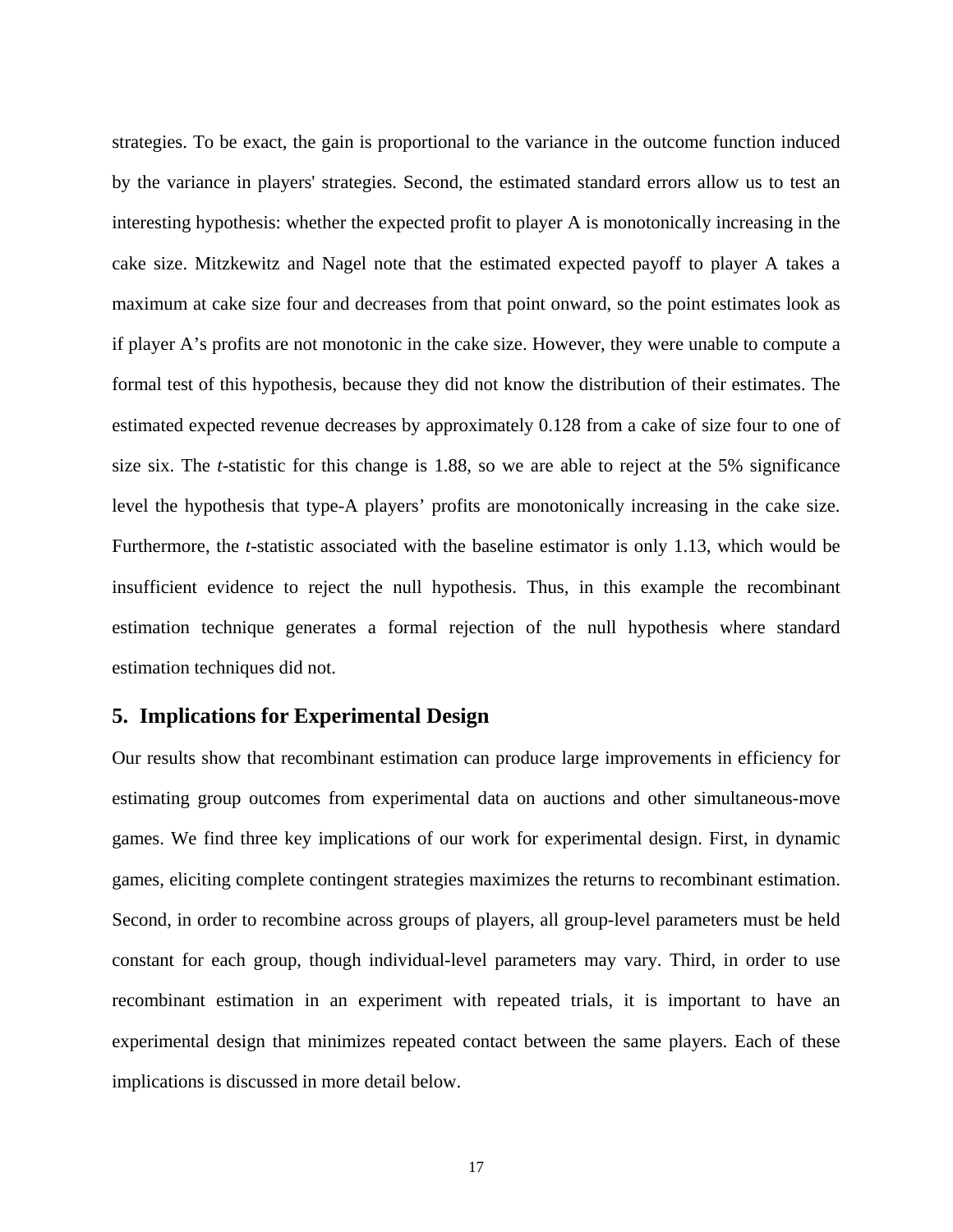strategies. To be exact, the gain is proportional to the variance in the outcome function induced by the variance in players' strategies. Second, the estimated standard errors allow us to test an interesting hypothesis: whether the expected profit to player A is monotonically increasing in the cake size. Mitzkewitz and Nagel note that the estimated expected payoff to player A takes a maximum at cake size four and decreases from that point onward, so the point estimates look as if player A's profits are not monotonic in the cake size. However, they were unable to compute a formal test of this hypothesis, because they did not know the distribution of their estimates. The estimated expected revenue decreases by approximately 0.128 from a cake of size four to one of size six. The *t*-statistic for this change is 1.88, so we are able to reject at the 5% significance level the hypothesis that type-A players' profits are monotonically increasing in the cake size. Furthermore, the *t*-statistic associated with the baseline estimator is only 1.13, which would be insufficient evidence to reject the null hypothesis. Thus, in this example the recombinant estimation technique generates a formal rejection of the null hypothesis where standard estimation techniques did not.

## 5. Implications for Experimental Design

Our results show that recombinant estimation can produce large improvements in efficiency for estimating group outcomes from experimental data on auctions and other simultaneous-move games. We find three key implications of our work for experimental design. First, in dynamic games, eliciting complete contingent strategies maximizes the returns to recombinant estimation. Second, in order to recombine across groups of players, all group-level parameters must be held constant for each group, though individual-level parameters may vary. Third, in order to use recombinant estimation in an experiment with repeated trials, it is important to have an experimental design that minimizes repeated contact between the same players. Each of these implications is discussed in more detail below.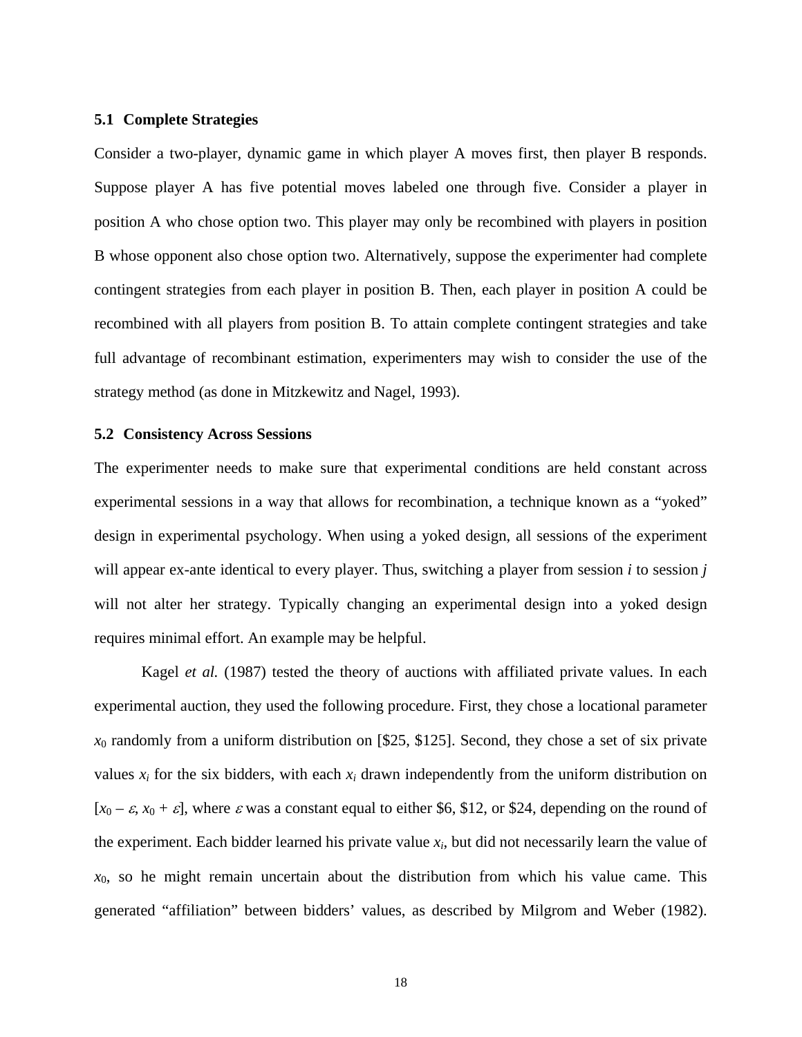### 5.1 Complete Strategies

Consider a two-player, dynamic game in which player A moves first, then player B responds. Suppose player A has five potential moves labeled one through five. Consider a player in position A who chose option two. This player may only be recombined with players in position B whose opponent also chose option two. Alternatively, suppose the experimenter had complete contingent strategies from each player in position B. Then, each player in position A could be recombined with all players from position B. To attain complete contingent strategies and take full advantage of recombinant estimation, experimenters may wish to consider the use of the strategy method (as done in Mitzkewitz and Nagel, 1993).

### 5.2 Consistency Across Sessions

The experimenter needs to make sure that experimental conditions are held constant across experimental sessions in a way that allows for recombination, a technique known as a "yoked" design in experimental psychology. When using a yoked design, all sessions of the experiment will appear ex-ante identical to every player. Thus, switching a player from session *i* to session *j* will not alter her strategy. Typically changing an experimental design into a yoked design requires minimal effort. An example may be helpful.

Kagel *et al.* (1987) tested the theory of auctions with affiliated private values. In each experimental auction, they used the following procedure. First, they chose a locational parameter $x_0$ randomly from a uniform distribution on [\$25, \$125]. Second, they chose a set of six private values $x_i$ for the six bidders, with each $x_i$ drawn independently from the uniform distribution on $[x_0 - \varepsilon, x_0 + \varepsilon]$, where $\varepsilon$ was a constant equal to either \$6, \$12, or \$24, depending on the round of the experiment. Each bidder learned his private value $x_i$, but did not necessarily learn the value of $x_0$, so he might remain uncertain about the distribution from which his value came. This generated "affiliation" between bidders' values, as described by Milgrom and Weber (1982).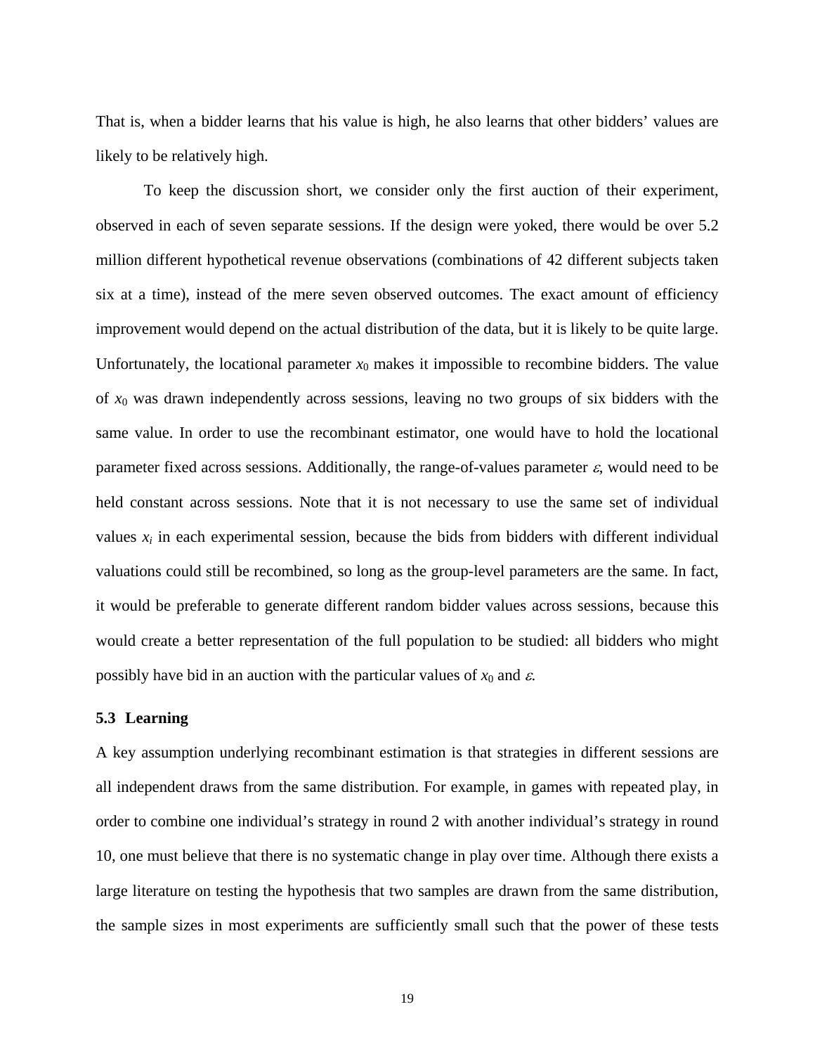That is, when a bidder learns that his value is high, he also learns that other bidders' values are likely to be relatively high.

To keep the discussion short, we consider only the first auction of their experiment, observed in each of seven separate sessions. If the design were yoked, there would be over 5.2 million different hypothetical revenue observations (combinations of 42 different subjects taken six at a time), instead of the mere seven observed outcomes. The exact amount of efficiency improvement would depend on the actual distribution of the data, but it is likely to be quite large. Unfortunately, the locational parameter $x_0$ makes it impossible to recombine bidders. The value of $x_0$ was drawn independently across sessions, leaving no two groups of six bidders with the same value. In order to use the recombinant estimator, one would have to hold the locational parameter fixed across sessions. Additionally, the range-of-values parameter $\varepsilon$, would need to be held constant across sessions. Note that it is not necessary to use the same set of individual values $x_i$ in each experimental session, because the bids from bidders with different individual valuations could still be recombined, so long as the group-level parameters are the same. In fact, it would be preferable to generate different random bidder values across sessions, because this would create a better representation of the full population to be studied: all bidders who might possibly have bid in an auction with the particular values of $x_0$ and $\varepsilon$.

### 5.3 Learning

A key assumption underlying recombinant estimation is that strategies in different sessions are all independent draws from the same distribution. For example, in games with repeated play, in order to combine one individual's strategy in round 2 with another individual's strategy in round 10, one must believe that there is no systematic change in play over time. Although there exists a large literature on testing the hypothesis that two samples are drawn from the same distribution, the sample sizes in most experiments are sufficiently small such that the power of these tests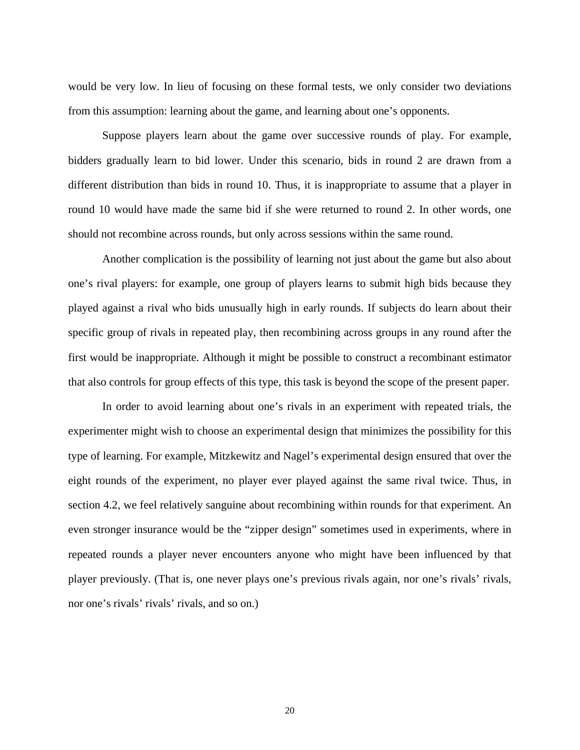would be very low. In lieu of focusing on these formal tests, we only consider two deviations from this assumption: learning about the game, and learning about one's opponents.

Suppose players learn about the game over successive rounds of play. For example, bidders gradually learn to bid lower. Under this scenario, bids in round 2 are drawn from a different distribution than bids in round 10. Thus, it is inappropriate to assume that a player in round 10 would have made the same bid if she were returned to round 2. In other words, one should not recombine across rounds, but only across sessions within the same round.

Another complication is the possibility of learning not just about the game but also about one's rival players: for example, one group of players learns to submit high bids because they played against a rival who bids unusually high in early rounds. If subjects do learn about their specific group of rivals in repeated play, then recombining across groups in any round after the first would be inappropriate. Although it might be possible to construct a recombinant estimator that also controls for group effects of this type, this task is beyond the scope of the present paper.

In order to avoid learning about one's rivals in an experiment with repeated trials, the experimenter might wish to choose an experimental design that minimizes the possibility for this type of learning. For example, Mitzkewitz and Nagel's experimental design ensured that over the eight rounds of the experiment, no player ever played against the same rival twice. Thus, in section 4.2, we feel relatively sanguine about recombining within rounds for that experiment. An even stronger insurance would be the "zipper design" sometimes used in experiments, where in repeated rounds a player never encounters anyone who might have been influenced by that player previously. (That is, one never plays one's previous rivals again, nor one's rivals' rivals, nor one's rivals' rivals' rivals, and so on.)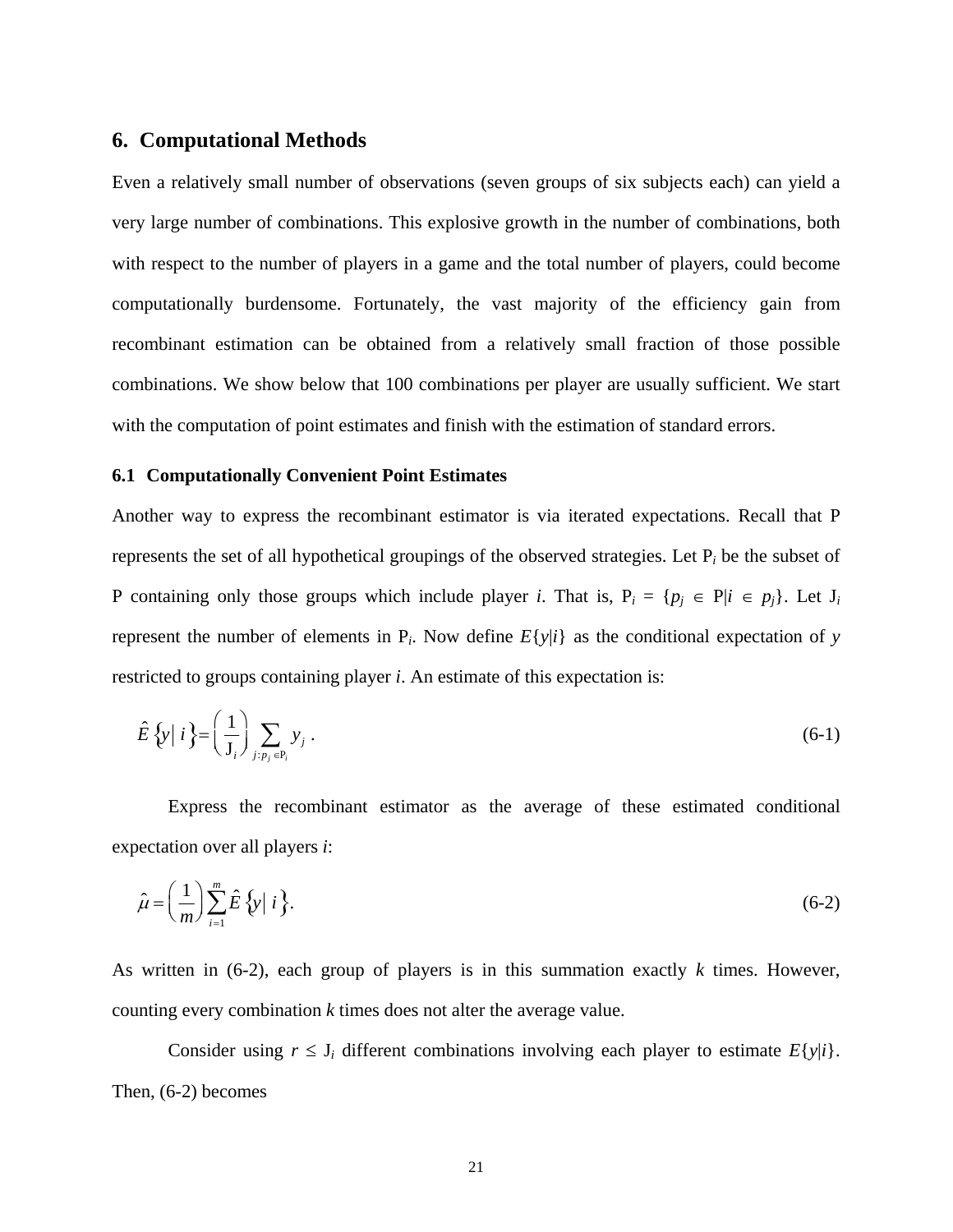## 6. Computational Methods

Even a relatively small number of observations (seven groups of six subjects each) can yield a very large number of combinations. This explosive growth in the number of combinations, both with respect to the number of players in a game and the total number of players, could become computationally burdensome. Fortunately, the vast majority of the efficiency gain from recombinant estimation can be obtained from a relatively small fraction of those possible combinations. We show below that 100 combinations per player are usually sufficient. We start with the computation of point estimates and finish with the estimation of standard errors.

### 6.1 Computationally Convenient Point Estimates

Another way to express the recombinant estimator is via iterated expectations. Recall that P represents the set of all hypothetical groupings of the observed strategies. Let $\mathrm{P}_i$ be the subset of P containing only those groups which include player *i*. That is, $\mathrm{P}_i = \{p_j \in \mathrm{P} | i \in p_j\}$. Let $\mathrm{J}_i$ represent the number of elements in $\mathrm{P}_i$. Now define $E\{y|i\}$ as the conditional expectation of *y* restricted to groups containing player *i*. An estimate of this expectation is:

$$\hat{E}\{y|\, i\} = \left(\frac{1}{\mathrm{J}_i}\right) \sum_{j: p_j \in \mathrm{P}_i} y_j \; . \tag{6-1}$$

Express the recombinant estimator as the average of these estimated conditional expectation over all players *i*:

$$\hat{\mu} = \left(\frac{1}{m}\right) \sum_{i=1}^{m} \hat{E}\{y|\, i\}. \tag{6-2}$$

As written in (6-2), each group of players is in this summation exactly *k* times. However, counting every combination *k* times does not alter the average value.

Consider using $r \leq \mathrm{J}_i$ different combinations involving each player to estimate $E\{y|i\}$. Then, (6-2) becomes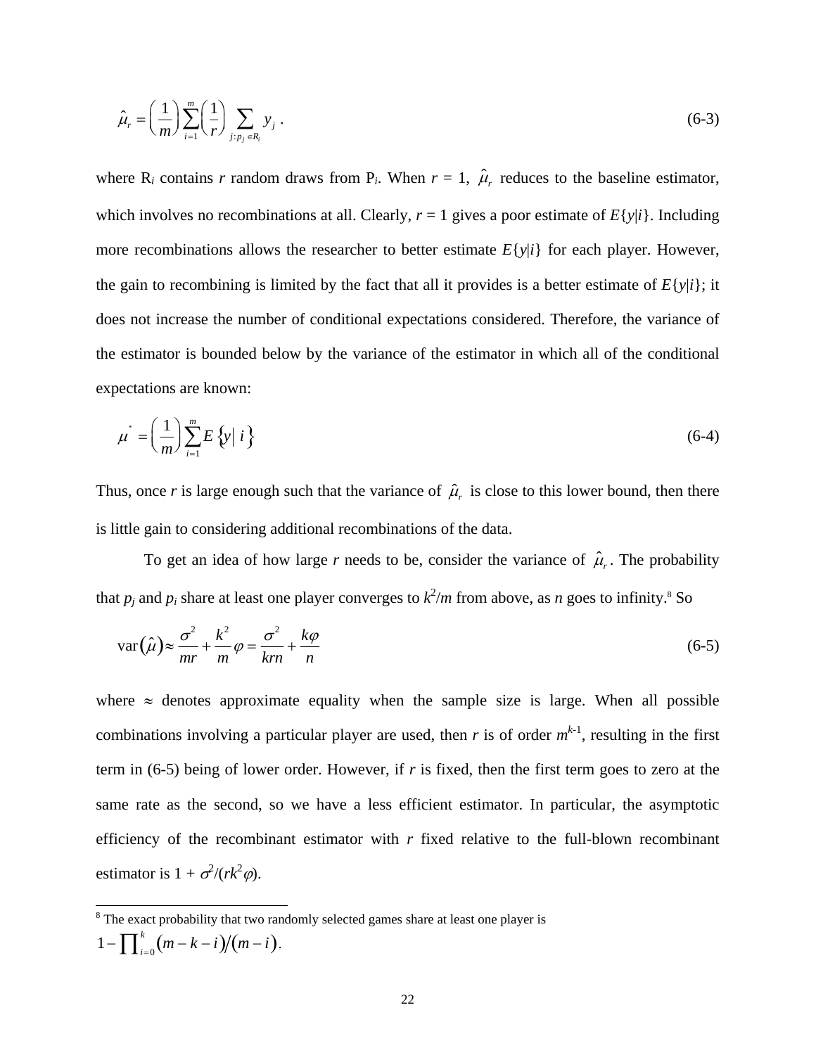$$\hat{\mu}_r = \left(\frac{1}{m}\right)\sum_{i=1}^{m}\left(\frac{1}{r}\right)\sum_{j:p_j \in R_i} y_j \ . \tag{6-3}$$

where $R_i$ contains $r$ random draws from $P_i$. When $r = 1$, $\hat{\mu}_r$ reduces to the baseline estimator, which involves no recombinations at all. Clearly, $r = 1$ gives a poor estimate of $E\{y|i\}$. Including more recombinations allows the researcher to better estimate $E\{y|i\}$ for each player. However, the gain to recombining is limited by the fact that all it provides is a better estimate of $E\{y|i\}$; it does not increase the number of conditional expectations considered. Therefore, the variance of the estimator is bounded below by the variance of the estimator in which all of the conditional expectations are known:

$$\mu^* = \left(\frac{1}{m}\right)\sum_{i=1}^{m} E\{y|\ i\} \tag{6-4}$$

Thus, once $r$ is large enough such that the variance of $\hat{\mu}_r$ is close to this lower bound, then there is little gain to considering additional recombinations of the data.

To get an idea of how large $r$ needs to be, consider the variance of $\hat{\mu}_r$. The probability that $p_j$ and $p_i$ share at least one player converges to $k^2/m$ from above, as $n$ goes to infinity.[8] So

$$\text{var}(\hat{\mu}) \approx \frac{\sigma^2}{mr} + \frac{k^2}{m}\varphi = \frac{\sigma^2}{krn} + \frac{k\varphi}{n} \tag{6-5}$$

where $\approx$ denotes approximate equality when the sample size is large. When all possible combinations involving a particular player are used, then $r$ is of order $m^{k-1}$, resulting in the first term in (6-5) being of lower order. However, if $r$ is fixed, then the first term goes to zero at the same rate as the second, so we have a less efficient estimator. In particular, the asymptotic efficiency of the recombinant estimator with $r$ fixed relative to the full-blown recombinant estimator is $1 + \sigma^2/(rk^2\varphi)$.

[8] The exact probability that two randomly selected games share at least one player is $1 - \prod_{i=0}^{k}(m-k-i)/(m-i)$.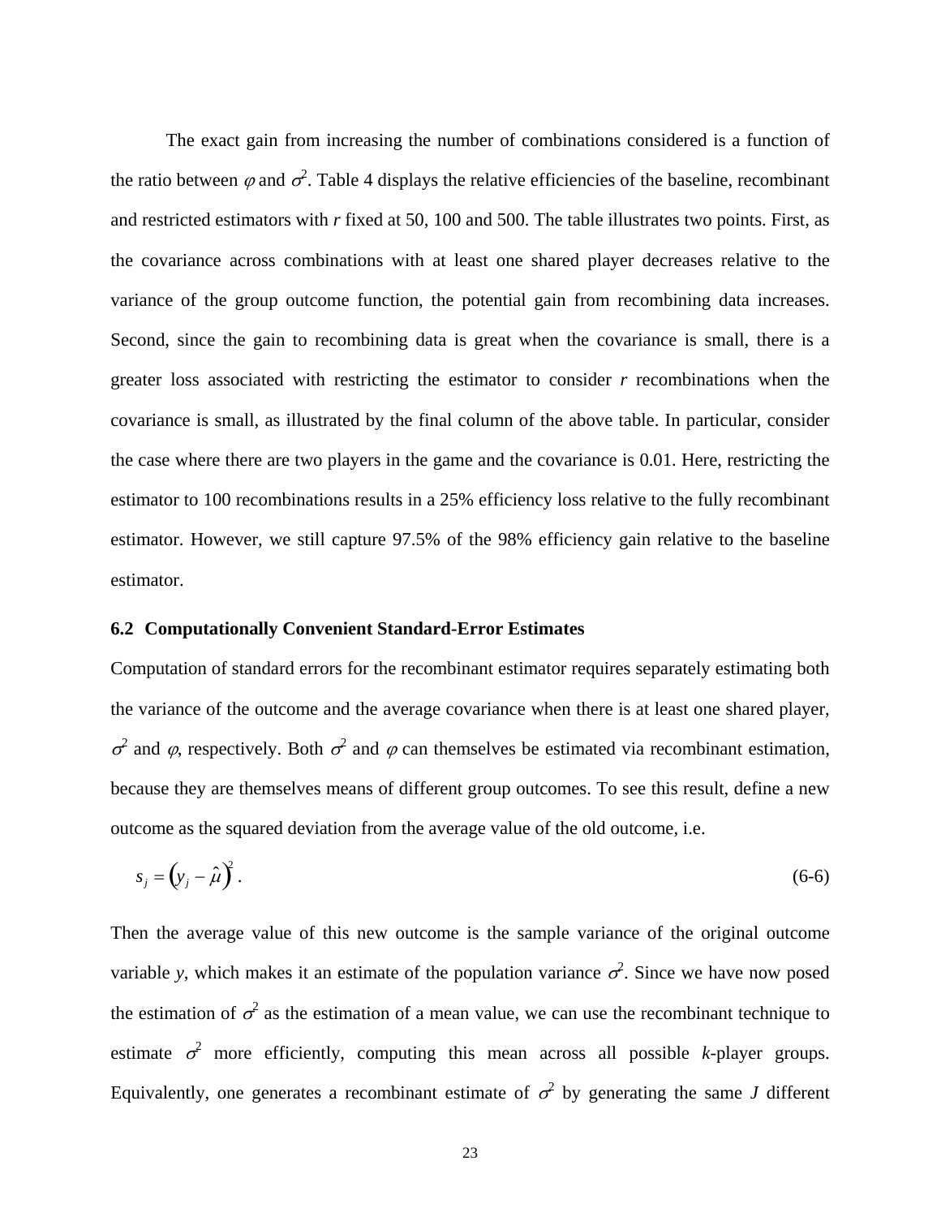The exact gain from increasing the number of combinations considered is a function of the ratio between $\varphi$ and $\sigma^2$. Table 4 displays the relative efficiencies of the baseline, recombinant and restricted estimators with $r$ fixed at 50, 100 and 500. The table illustrates two points. First, as the covariance across combinations with at least one shared player decreases relative to the variance of the group outcome function, the potential gain from recombining data increases. Second, since the gain to recombining data is great when the covariance is small, there is a greater loss associated with restricting the estimator to consider $r$ recombinations when the covariance is small, as illustrated by the final column of the above table. In particular, consider the case where there are two players in the game and the covariance is 0.01. Here, restricting the estimator to 100 recombinations results in a 25% efficiency loss relative to the fully recombinant estimator. However, we still capture 97.5% of the 98% efficiency gain relative to the baseline estimator.

### 6.2 Computationally Convenient Standard-Error Estimates

Computation of standard errors for the recombinant estimator requires separately estimating both the variance of the outcome and the average covariance when there is at least one shared player, $\sigma^2$ and $\varphi$, respectively. Both $\sigma^2$ and $\varphi$ can themselves be estimated via recombinant estimation, because they are themselves means of different group outcomes. To see this result, define a new outcome as the squared deviation from the average value of the old outcome, i.e.

$$s_j = \left(y_j - \hat{\mu}\right)^2 . \tag{6-6}$$

Then the average value of this new outcome is the sample variance of the original outcome variable $y$, which makes it an estimate of the population variance $\sigma^2$. Since we have now posed the estimation of $\sigma^2$ as the estimation of a mean value, we can use the recombinant technique to estimate $\sigma^2$ more efficiently, computing this mean across all possible $k$-player groups. Equivalently, one generates a recombinant estimate of $\sigma^2$ by generating the same $J$ different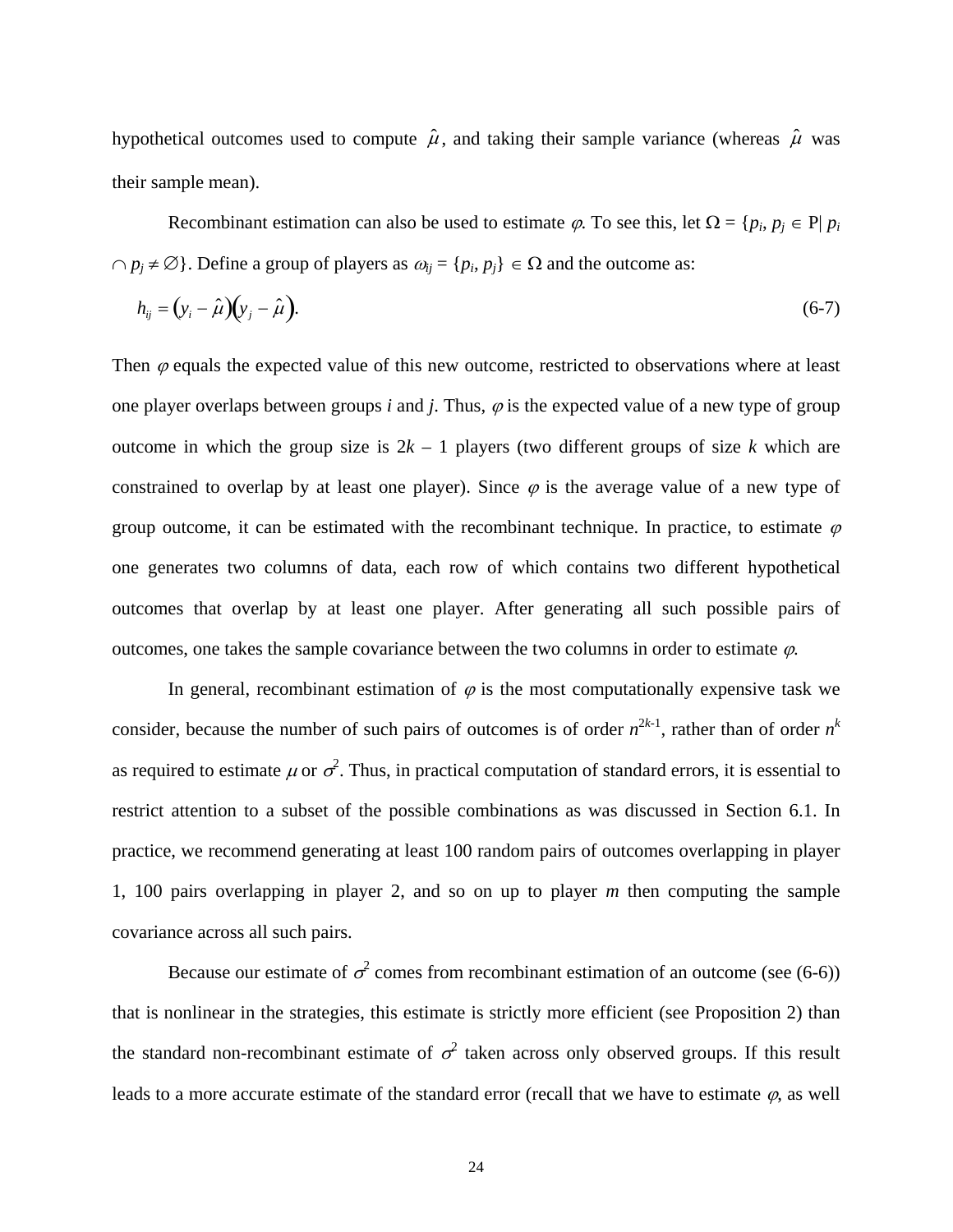hypothetical outcomes used to compute $\hat{\mu}$, and taking their sample variance (whereas $\hat{\mu}$ was their sample mean).

Recombinant estimation can also be used to estimate $\varphi$. To see this, let $\Omega = \{p_i, p_j \in \text{P} | \, p_i \cap p_j \neq \emptyset\}$. Define a group of players as $\omega_{ij} = \{p_i, p_j\} \in \Omega$ and the outcome as:

$$h_{ij} = (y_i - \hat{\mu})(y_j - \hat{\mu}). \tag{6-7}$$

Then $\varphi$ equals the expected value of this new outcome, restricted to observations where at least one player overlaps between groups $i$ and $j$. Thus, $\varphi$ is the expected value of a new type of group outcome in which the group size is $2k - 1$ players (two different groups of size $k$ which are constrained to overlap by at least one player). Since $\varphi$ is the average value of a new type of group outcome, it can be estimated with the recombinant technique. In practice, to estimate $\varphi$ one generates two columns of data, each row of which contains two different hypothetical outcomes that overlap by at least one player. After generating all such possible pairs of outcomes, one takes the sample covariance between the two columns in order to estimate $\varphi$.

In general, recombinant estimation of $\varphi$ is the most computationally expensive task we consider, because the number of such pairs of outcomes is of order $n^{2k-1}$, rather than of order $n^k$ as required to estimate $\mu$ or $\sigma^2$. Thus, in practical computation of standard errors, it is essential to restrict attention to a subset of the possible combinations as was discussed in Section 6.1. In practice, we recommend generating at least 100 random pairs of outcomes overlapping in player 1, 100 pairs overlapping in player 2, and so on up to player $m$ then computing the sample covariance across all such pairs.

Because our estimate of $\sigma^2$ comes from recombinant estimation of an outcome (see (6-6)) that is nonlinear in the strategies, this estimate is strictly more efficient (see Proposition 2) than the standard non-recombinant estimate of $\sigma^2$ taken across only observed groups. If this result leads to a more accurate estimate of the standard error (recall that we have to estimate $\varphi$, as well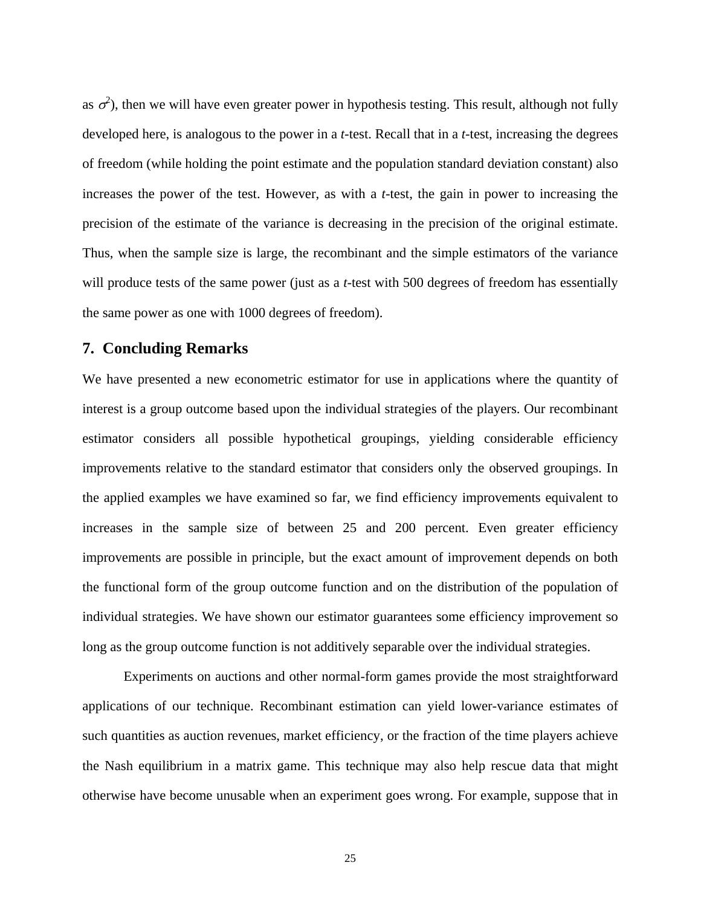as $\sigma^2$), then we will have even greater power in hypothesis testing. This result, although not fully developed here, is analogous to the power in a *t*-test. Recall that in a *t*-test, increasing the degrees of freedom (while holding the point estimate and the population standard deviation constant) also increases the power of the test. However, as with a *t*-test, the gain in power to increasing the precision of the estimate of the variance is decreasing in the precision of the original estimate. Thus, when the sample size is large, the recombinant and the simple estimators of the variance will produce tests of the same power (just as a *t*-test with 500 degrees of freedom has essentially the same power as one with 1000 degrees of freedom).

## 7. Concluding Remarks

We have presented a new econometric estimator for use in applications where the quantity of interest is a group outcome based upon the individual strategies of the players. Our recombinant estimator considers all possible hypothetical groupings, yielding considerable efficiency improvements relative to the standard estimator that considers only the observed groupings. In the applied examples we have examined so far, we find efficiency improvements equivalent to increases in the sample size of between 25 and 200 percent. Even greater efficiency improvements are possible in principle, but the exact amount of improvement depends on both the functional form of the group outcome function and on the distribution of the population of individual strategies. We have shown our estimator guarantees some efficiency improvement so long as the group outcome function is not additively separable over the individual strategies.

Experiments on auctions and other normal-form games provide the most straightforward applications of our technique. Recombinant estimation can yield lower-variance estimates of such quantities as auction revenues, market efficiency, or the fraction of the time players achieve the Nash equilibrium in a matrix game. This technique may also help rescue data that might otherwise have become unusable when an experiment goes wrong. For example, suppose that in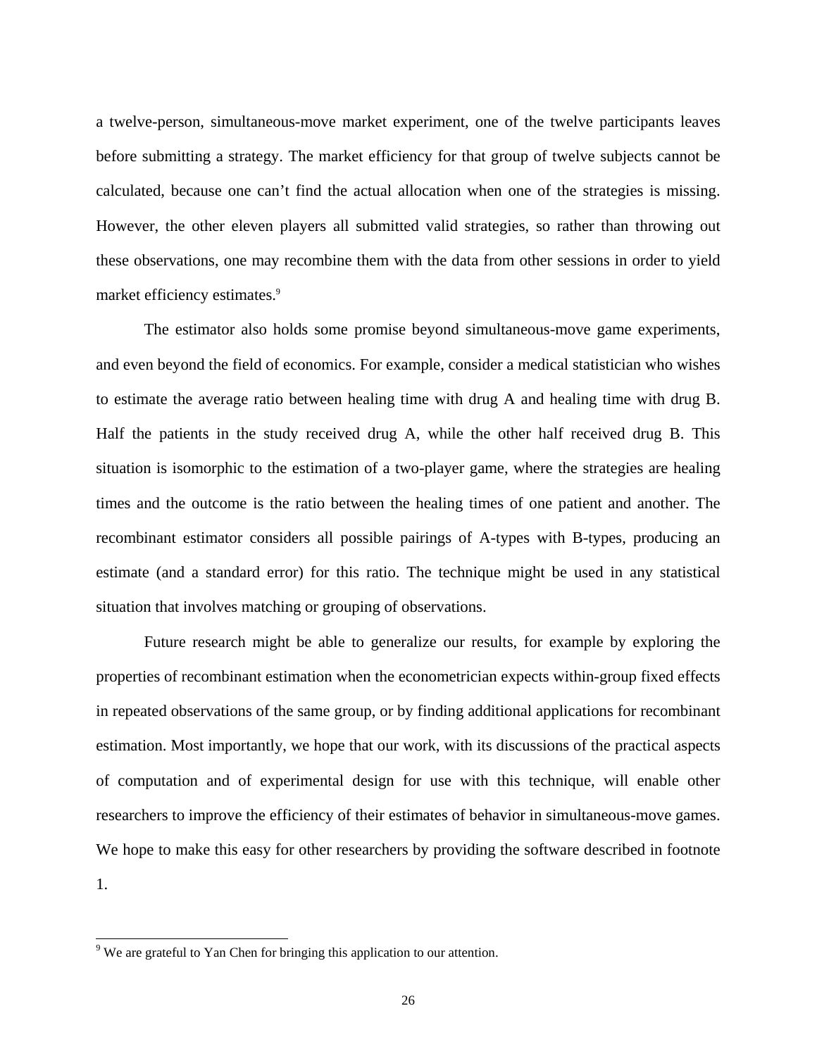a twelve-person, simultaneous-move market experiment, one of the twelve participants leaves before submitting a strategy. The market efficiency for that group of twelve subjects cannot be calculated, because one can't find the actual allocation when one of the strategies is missing. However, the other eleven players all submitted valid strategies, so rather than throwing out these observations, one may recombine them with the data from other sessions in order to yield market efficiency estimates.[9]

The estimator also holds some promise beyond simultaneous-move game experiments, and even beyond the field of economics. For example, consider a medical statistician who wishes to estimate the average ratio between healing time with drug A and healing time with drug B. Half the patients in the study received drug A, while the other half received drug B. This situation is isomorphic to the estimation of a two-player game, where the strategies are healing times and the outcome is the ratio between the healing times of one patient and another. The recombinant estimator considers all possible pairings of A-types with B-types, producing an estimate (and a standard error) for this ratio. The technique might be used in any statistical situation that involves matching or grouping of observations.

Future research might be able to generalize our results, for example by exploring the properties of recombinant estimation when the econometrician expects within-group fixed effects in repeated observations of the same group, or by finding additional applications for recombinant estimation. Most importantly, we hope that our work, with its discussions of the practical aspects of computation and of experimental design for use with this technique, will enable other researchers to improve the efficiency of their estimates of behavior in simultaneous-move games. We hope to make this easy for other researchers by providing the software described in footnote 1.

[9] We are grateful to Yan Chen for bringing this application to our attention.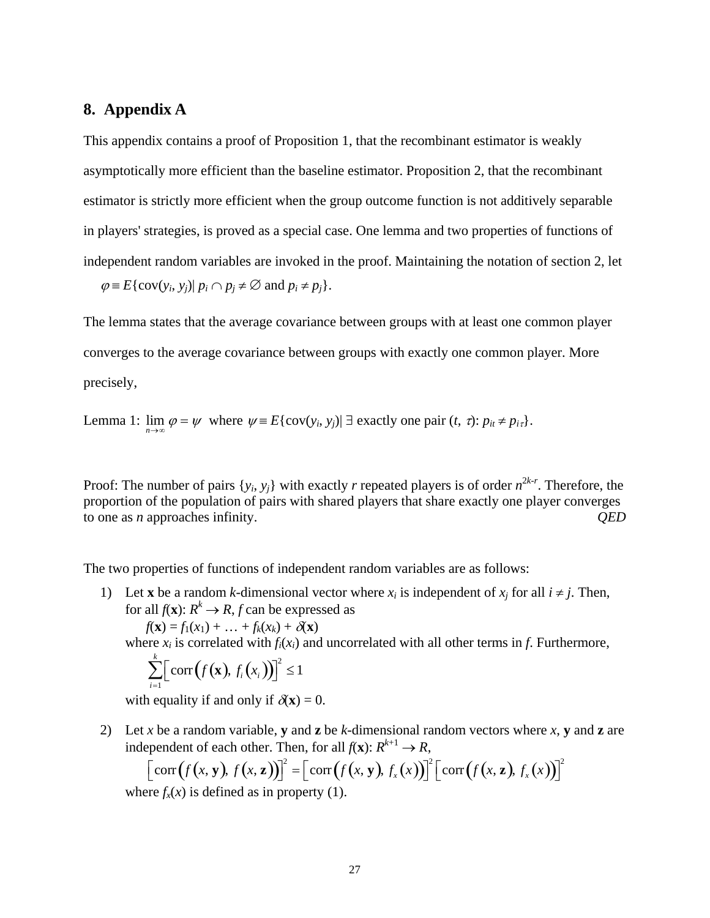## 8. Appendix A

This appendix contains a proof of Proposition 1, that the recombinant estimator is weakly asymptotically more efficient than the baseline estimator. Proposition 2, that the recombinant estimator is strictly more efficient when the group outcome function is not additively separable in players' strategies, is proved as a special case. One lemma and two properties of functions of independent random variables are invoked in the proof. Maintaining the notation of section 2, let

$$\varphi \equiv E\{\text{cov}(y_i, y_j) | \; p_i \cap p_j \neq \varnothing \text{ and } p_i \neq p_j\}.$$

The lemma states that the average covariance between groups with at least one common player converges to the average covariance between groups with exactly one common player. More precisely,

Lemma 1: $\lim_{n \to \infty} \varphi = \psi$ where $\psi \equiv E\{\text{cov}(y_i, y_j) | \; \exists \text{ exactly one pair } (t, \tau)\text{: } p_{it} \neq p_{i\tau}\}$.

Proof: The number of pairs $\{y_i, y_j\}$ with exactly $r$ repeated players is of order $n^{2k-r}$. Therefore, the proportion of the population of pairs with shared players that share exactly one player converges to one as $n$ approaches infinity. *QED*

The two properties of functions of independent random variables are as follows:

1) Let $\mathbf{x}$ be a random $k$-dimensional vector where $x_i$ is independent of $x_j$ for all $i \neq j$. Then, for all $f(\mathbf{x})$: $R^k \to R$, $f$ can be expressed as

   $$f(\mathbf{x}) = f_1(x_1) + \ldots + f_k(x_k) + \delta(\mathbf{x})$$

   where $x_i$ is correlated with $f_i(x_i)$ and uncorrelated with all other terms in $f$. Furthermore,

   $$\sum_{i=1}^{k} \left[ \text{corr}\left( f(\mathbf{x}),\ f_i(x_i) \right) \right]^2 \leq 1$$

   with equality if and only if $\delta(\mathbf{x}) = 0$.

2) Let $x$ be a random variable, $\mathbf{y}$ and $\mathbf{z}$ be $k$-dimensional random vectors where $x$, $\mathbf{y}$ and $\mathbf{z}$ are independent of each other. Then, for all $f(\mathbf{x})$: $R^{k+1} \to R$,

   $$\left[ \text{corr}\left( f(x, \mathbf{y}),\ f(x, \mathbf{z}) \right) \right]^2 = \left[ \text{corr}\left( f(x, \mathbf{y}),\ f_x(x) \right) \right]^2 \left[ \text{corr}\left( f(x, \mathbf{z}),\ f_x(x) \right) \right]^2$$

   where $f_x(x)$ is defined as in property (1).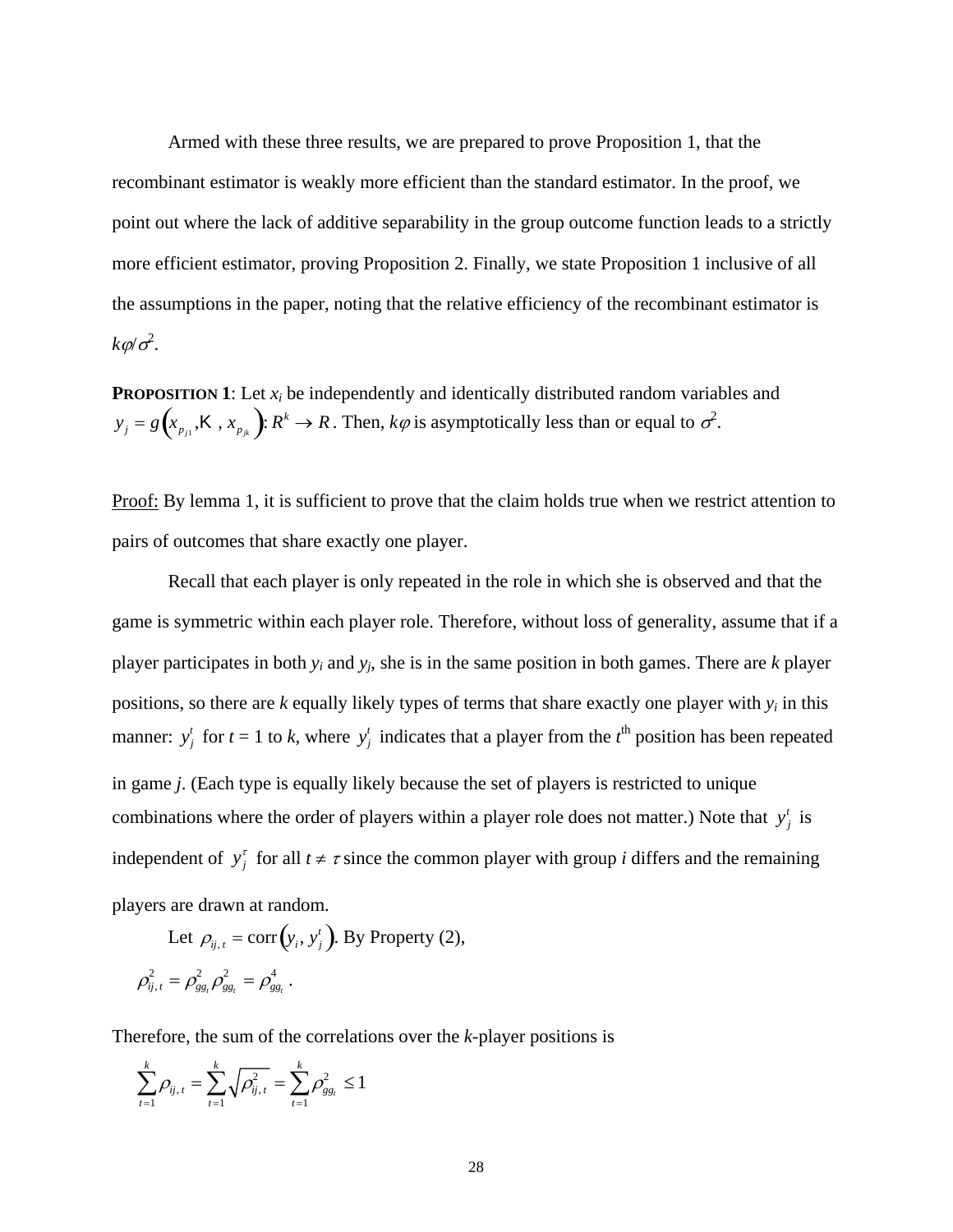Armed with these three results, we are prepared to prove Proposition 1, that the recombinant estimator is weakly more efficient than the standard estimator. In the proof, we point out where the lack of additive separability in the group outcome function leads to a strictly more efficient estimator, proving Proposition 2. Finally, we state Proposition 1 inclusive of all the assumptions in the paper, noting that the relative efficiency of the recombinant estimator is $k\varphi/\sigma^2$.

**PROPOSITION 1**: Let $x_i$ be independently and identically distributed random variables and $y_j = g\left(x_{p_{j1}}, \ldots, x_{p_{jk}}\right): R^k \to R$. Then, $k\varphi$ is asymptotically less than or equal to $\sigma^2$.

Proof: By lemma 1, it is sufficient to prove that the claim holds true when we restrict attention to pairs of outcomes that share exactly one player.

Recall that each player is only repeated in the role in which she is observed and that the game is symmetric within each player role. Therefore, without loss of generality, assume that if a player participates in both $y_i$ and $y_j$, she is in the same position in both games. There are $k$ player positions, so there are $k$ equally likely types of terms that share exactly one player with $y_i$ in this manner: $y_j^t$ for $t = 1$ to $k$, where $y_j^t$ indicates that a player from the $t^{\text{th}}$ position has been repeated in game $j$. (Each type is equally likely because the set of players is restricted to unique combinations where the order of players within a player role does not matter.) Note that $y_j^t$ is independent of $y_j^\tau$ for all $t \neq \tau$ since the common player with group $i$ differs and the remaining players are drawn at random.

Let $\rho_{ij,t} = \operatorname{corr}\left(y_i, y_j^t\right)$. By Property (2),

$$\rho_{ij,t}^2 = \rho_{gg_t}^2 \rho_{gg_t}^2 = \rho_{gg_t}^4 .$$

Therefore, the sum of the correlations over the $k$-player positions is

$$\sum_{t=1}^{k} \rho_{ij,t} = \sum_{t=1}^{k} \sqrt{\rho_{ij,t}^2} = \sum_{t=1}^{k} \rho_{gg_t}^2 \leq 1$$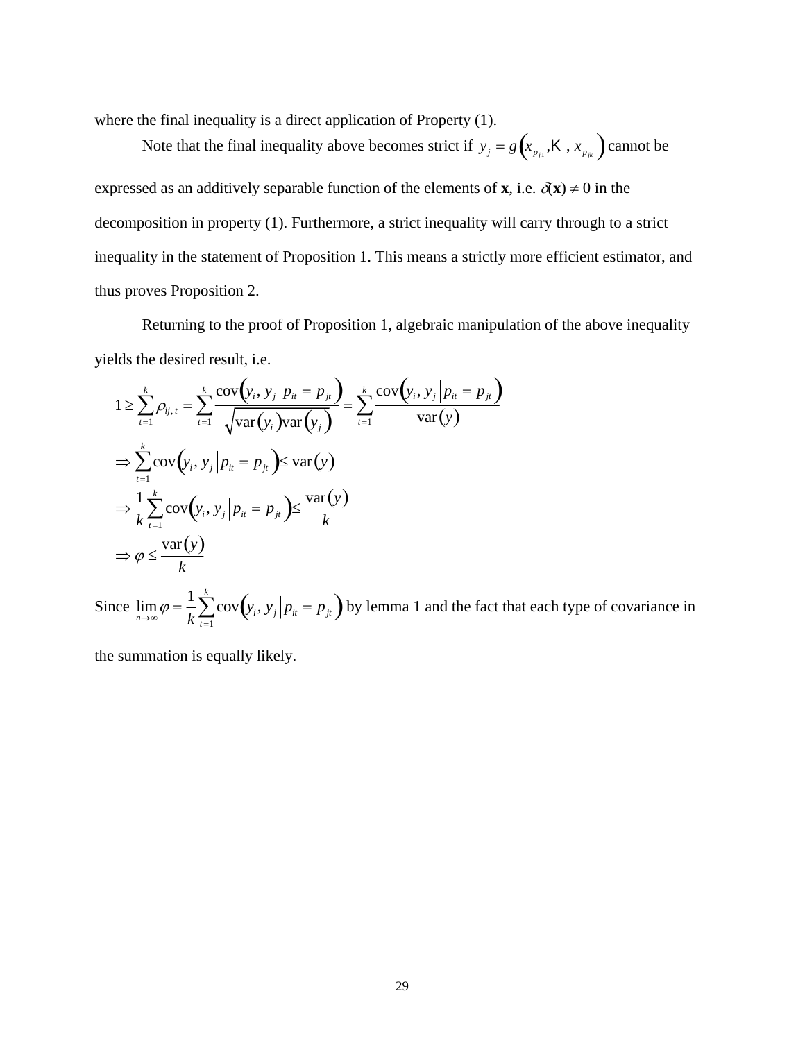where the final inequality is a direct application of Property (1).

Note that the final inequality above becomes strict if $y_j = g\left(x_{p_{j1}}, \ldots, x_{p_{jk}}\right)$ cannot be expressed as an additively separable function of the elements of **x**, i.e. $\delta(\mathbf{x}) \neq 0$ in the decomposition in property (1). Furthermore, a strict inequality will carry through to a strict inequality in the statement of Proposition 1. This means a strictly more efficient estimator, and thus proves Proposition 2.

Returning to the proof of Proposition 1, algebraic manipulation of the above inequality yields the desired result, i.e.

$$
\begin{aligned}
&1 \geq \sum_{t=1}^{k} \rho_{ij,t} = \sum_{t=1}^{k} \frac{\operatorname{cov}\left(y_i, y_j \,\middle|\, p_{it} = p_{jt}\right)}{\sqrt{\operatorname{var}(y_i)\operatorname{var}(y_j)}} = \sum_{t=1}^{k} \frac{\operatorname{cov}\left(y_i, y_j \,\middle|\, p_{it} = p_{jt}\right)}{\operatorname{var}(y)} \\
&\Rightarrow \sum_{t=1}^{k} \operatorname{cov}\left(y_i, y_j \,\middle|\, p_{it} = p_{jt}\right) \leq \operatorname{var}(y) \\
&\Rightarrow \frac{1}{k} \sum_{t=1}^{k} \operatorname{cov}\left(y_i, y_j \,\middle|\, p_{it} = p_{jt}\right) \leq \frac{\operatorname{var}(y)}{k} \\
&\Rightarrow \varphi \leq \frac{\operatorname{var}(y)}{k}
\end{aligned}
$$

Since $\lim_{n \to \infty} \varphi = \frac{1}{k} \sum_{t=1}^{k} \operatorname{cov}\left(y_i, y_j \,\middle|\, p_{it} = p_{jt}\right)$ by lemma 1 and the fact that each type of covariance in the summation is equally likely.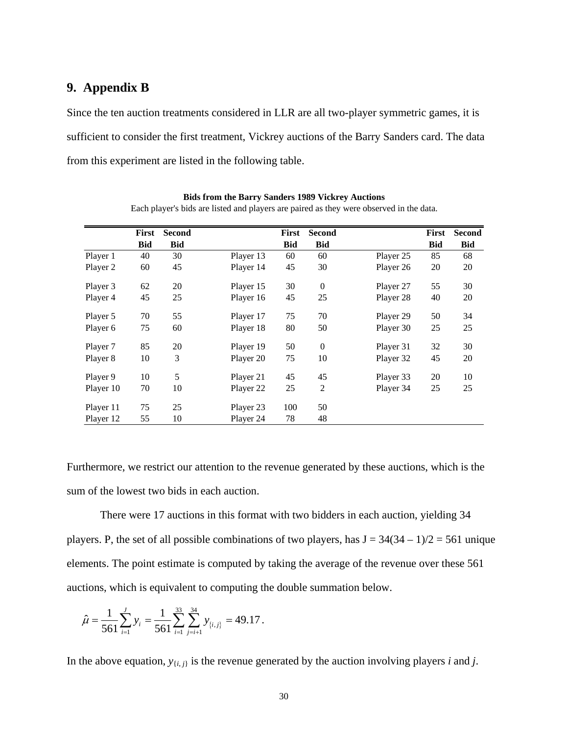## 9. Appendix B

Since the ten auction treatments considered in LLR are all two-player symmetric games, it is sufficient to consider the first treatment, Vickrey auctions of the Barry Sanders card. The data from this experiment are listed in the following table.

**Bids from the Barry Sanders 1989 Vickrey Auctions**

Each player's bids are listed and players are paired as they were observed in the data.

| | First Bid | Second Bid | | First Bid | Second Bid | | First Bid | Second Bid |
|---|---|---|---|---|---|---|---|---|
| Player 1 | 40 | 30 | Player 13 | 60 | 60 | Player 25 | 85 | 68 |
| Player 2 | 60 | 45 | Player 14 | 45 | 30 | Player 26 | 20 | 20 |
| Player 3 | 62 | 20 | Player 15 | 30 | 0 | Player 27 | 55 | 30 |
| Player 4 | 45 | 25 | Player 16 | 45 | 25 | Player 28 | 40 | 20 |
| Player 5 | 70 | 55 | Player 17 | 75 | 70 | Player 29 | 50 | 34 |
| Player 6 | 75 | 60 | Player 18 | 80 | 50 | Player 30 | 25 | 25 |
| Player 7 | 85 | 20 | Player 19 | 50 | 0 | Player 31 | 32 | 30 |
| Player 8 | 10 | 3 | Player 20 | 75 | 10 | Player 32 | 45 | 20 |
| Player 9 | 10 | 5 | Player 21 | 45 | 45 | Player 33 | 20 | 10 |
| Player 10 | 70 | 10 | Player 22 | 25 | 2 | Player 34 | 25 | 25 |
| Player 11 | 75 | 25 | Player 23 | 100 | 50 | | | |
| Player 12 | 55 | 10 | Player 24 | 78 | 48 | | | |

Furthermore, we restrict our attention to the revenue generated by these auctions, which is the sum of the lowest two bids in each auction.

There were 17 auctions in this format with two bidders in each auction, yielding 34 players. P, the set of all possible combinations of two players, has J = 34(34 – 1)/2 = 561 unique elements. The point estimate is computed by taking the average of the revenue over these 561 auctions, which is equivalent to computing the double summation below.

$$\hat{\mu} = \frac{1}{561}\sum_{i=1}^{J} y_i = \frac{1}{561}\sum_{i=1}^{33}\sum_{j=i+1}^{34} y_{\{i,j\}} = 49.17 .$$

In the above equation, $y_{\{i,j\}}$ is the revenue generated by the auction involving players *i* and *j*.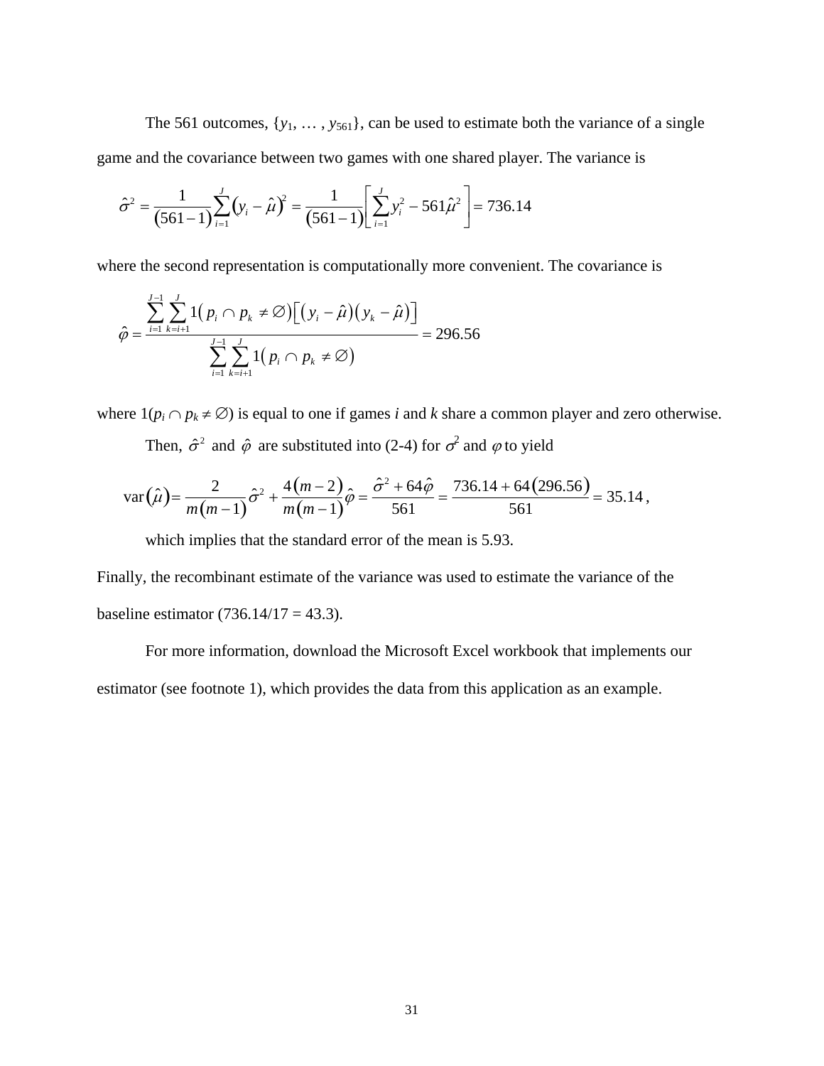The 561 outcomes, $\{y_1, \ldots, y_{561}\}$, can be used to estimate both the variance of a single game and the covariance between two games with one shared player. The variance is

$$\hat{\sigma}^2 = \frac{1}{(561-1)}\sum_{i=1}^{J}(y_i - \hat{\mu})^2 = \frac{1}{(561-1)}\left[\sum_{i=1}^{J} y_i^2 - 561\hat{\mu}^2\right] = 736.14$$

where the second representation is computationally more convenient. The covariance is

$$\hat{\varphi} = \frac{\sum_{i=1}^{J-1}\sum_{k=i+1}^{J} 1(p_i \cap p_k \neq \varnothing)\left[(y_i - \hat{\mu})(y_k - \hat{\mu})\right]}{\sum_{i=1}^{J-1}\sum_{k=i+1}^{J} 1(p_i \cap p_k \neq \varnothing)} = 296.56$$

where $1(p_i \cap p_k \neq \varnothing)$ is equal to one if games $i$ and $k$ share a common player and zero otherwise.

Then, $\hat{\sigma}^2$ and $\hat{\varphi}$ are substituted into (2-4) for $\sigma^2$ and $\varphi$ to yield

$$\text{var}(\hat{\mu}) = \frac{2}{m(m-1)}\hat{\sigma}^2 + \frac{4(m-2)}{m(m-1)}\hat{\varphi} = \frac{\hat{\sigma}^2 + 64\hat{\varphi}}{561} = \frac{736.14 + 64(296.56)}{561} = 35.14,$$

which implies that the standard error of the mean is 5.93.

Finally, the recombinant estimate of the variance was used to estimate the variance of the baseline estimator (736.14/17 = 43.3).

For more information, download the Microsoft Excel workbook that implements our estimator (see footnote 1), which provides the data from this application as an example.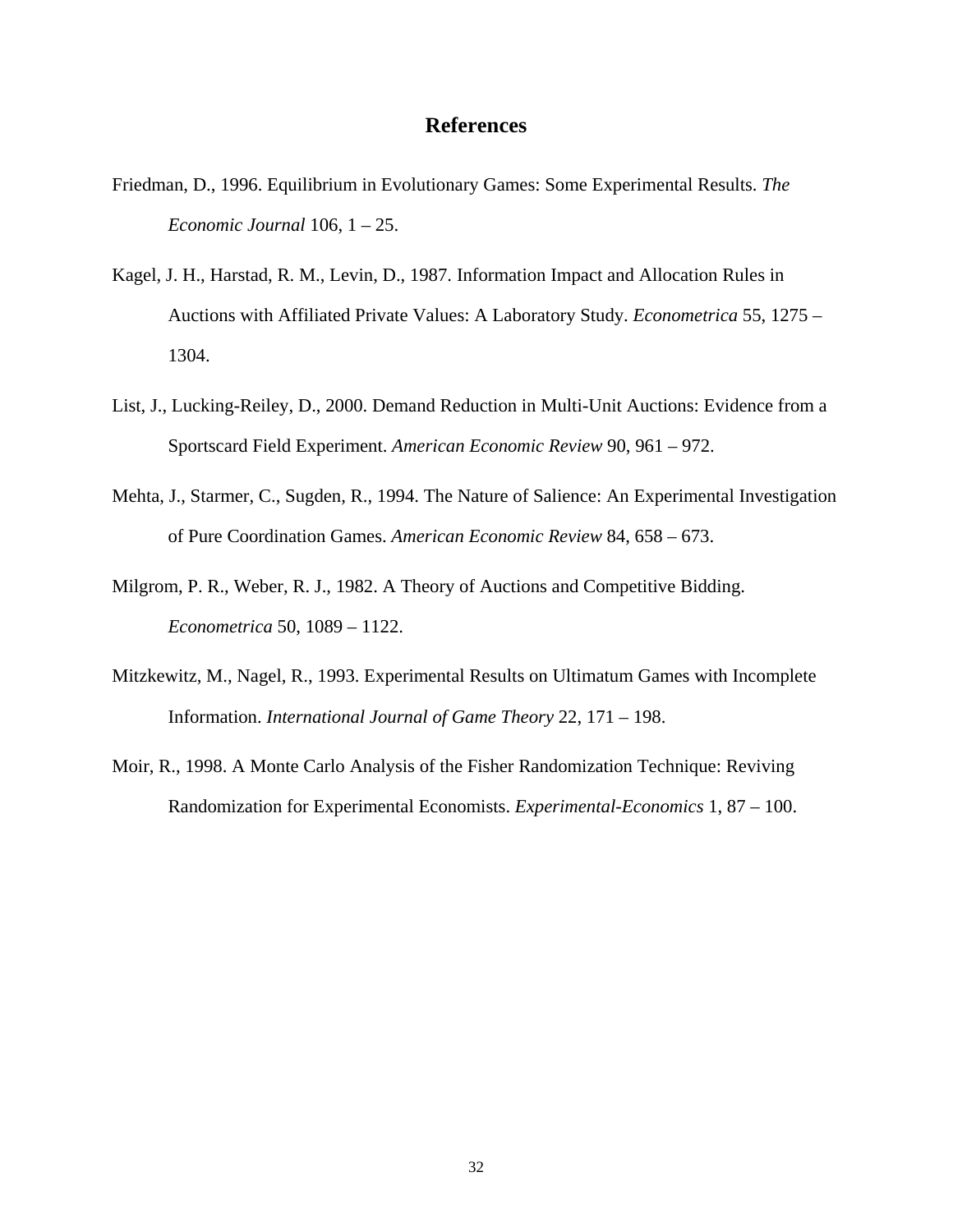## References

Friedman, D., 1996. Equilibrium in Evolutionary Games: Some Experimental Results. *The Economic Journal* 106, 1 – 25.

Kagel, J. H., Harstad, R. M., Levin, D., 1987. Information Impact and Allocation Rules in Auctions with Affiliated Private Values: A Laboratory Study. *Econometrica* 55, 1275 – 1304.

List, J., Lucking-Reiley, D., 2000. Demand Reduction in Multi-Unit Auctions: Evidence from a Sportscard Field Experiment. *American Economic Review* 90, 961 – 972.

Mehta, J., Starmer, C., Sugden, R., 1994. The Nature of Salience: An Experimental Investigation of Pure Coordination Games. *American Economic Review* 84, 658 – 673.

Milgrom, P. R., Weber, R. J., 1982. A Theory of Auctions and Competitive Bidding. *Econometrica* 50, 1089 – 1122.

Mitzkewitz, M., Nagel, R., 1993. Experimental Results on Ultimatum Games with Incomplete Information. *International Journal of Game Theory* 22, 171 – 198.

Moir, R., 1998. A Monte Carlo Analysis of the Fisher Randomization Technique: Reviving Randomization for Experimental Economists. *Experimental-Economics* 1, 87 – 100.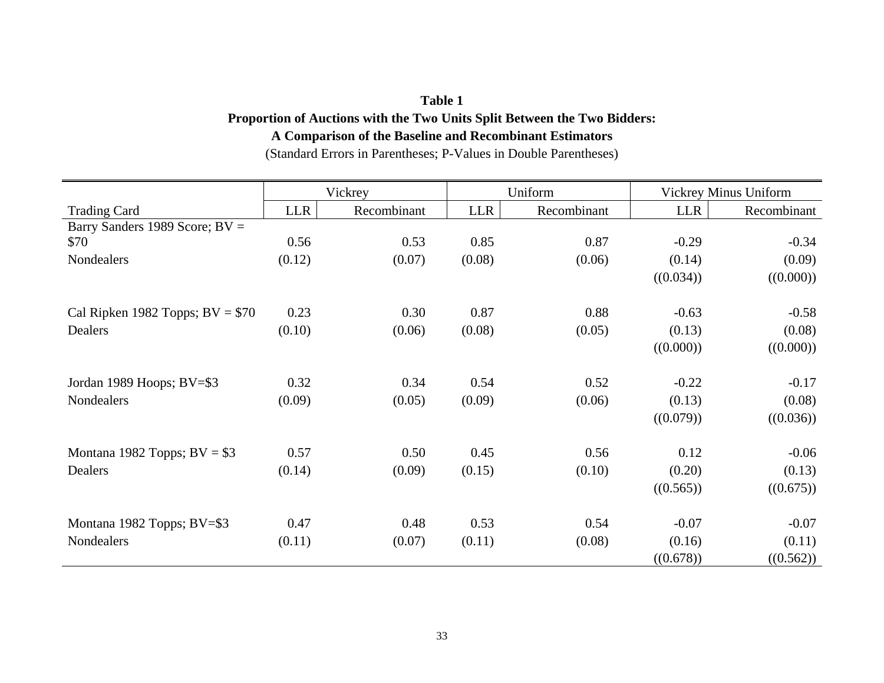**Table 1**

**Proportion of Auctions with the Two Units Split Between the Two Bidders:**

**A Comparison of the Baseline and Recombinant Estimators**

(Standard Errors in Parentheses; P-Values in Double Parentheses)

| | Vickrey | | Uniform | | Vickrey Minus Uniform | |
|---|---|---|---|---|---|---|
| Trading Card | LLR | Recombinant | LLR | Recombinant | LLR | Recombinant |
| Barry Sanders 1989 Score; BV = $70 | 0.56 | 0.53 | 0.85 | 0.87 | -0.29 | -0.34 |
| Nondealers | (0.12) | (0.07) | (0.08) | (0.06) | (0.14) | (0.09) |
| | | | | | ((0.034)) | ((0.000)) |
| Cal Ripken 1982 Topps; BV = $70 | 0.23 | 0.30 | 0.87 | 0.88 | -0.63 | -0.58 |
| Dealers | (0.10) | (0.06) | (0.08) | (0.05) | (0.13) | (0.08) |
| | | | | | ((0.000)) | ((0.000)) |
| Jordan 1989 Hoops; BV=$3 | 0.32 | 0.34 | 0.54 | 0.52 | -0.22 | -0.17 |
| Nondealers | (0.09) | (0.05) | (0.09) | (0.06) | (0.13) | (0.08) |
| | | | | | ((0.079)) | ((0.036)) |
| Montana 1982 Topps; BV = $3 | 0.57 | 0.50 | 0.45 | 0.56 | 0.12 | -0.06 |
| Dealers | (0.14) | (0.09) | (0.15) | (0.10) | (0.20) | (0.13) |
| | | | | | ((0.565)) | ((0.675)) |
| Montana 1982 Topps; BV=$3 | 0.47 | 0.48 | 0.53 | 0.54 | -0.07 | -0.07 |
| Nondealers | (0.11) | (0.07) | (0.11) | (0.08) | (0.16) | (0.11) |
| | | | | | ((0.678)) | ((0.562)) |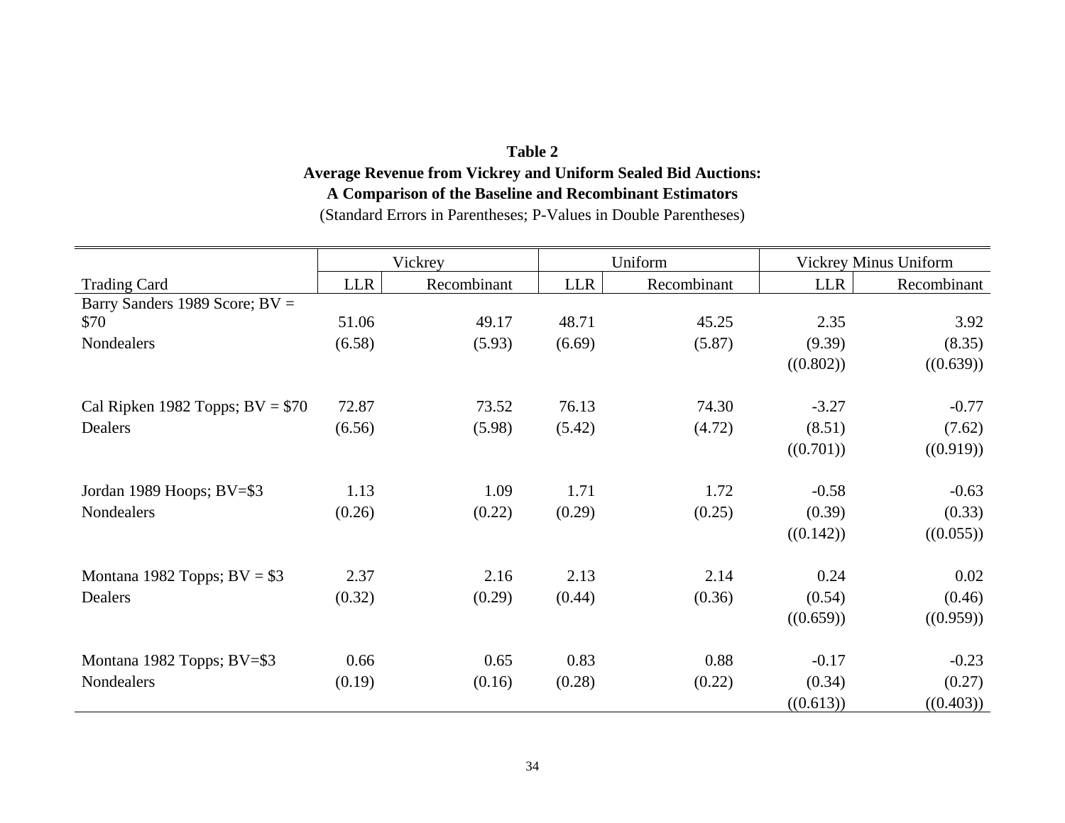**Table 2**

**Average Revenue from Vickrey and Uniform Sealed Bid Auctions:**

**A Comparison of the Baseline and Recombinant Estimators**

(Standard Errors in Parentheses; P-Values in Double Parentheses)

| | Vickrey | | Uniform | | Vickrey Minus Uniform | |
|---|---|---|---|---|---|---|
| Trading Card | LLR | Recombinant | LLR | Recombinant | LLR | Recombinant |
| Barry Sanders 1989 Score; BV = $70 | 51.06 | 49.17 | 48.71 | 45.25 | 2.35 | 3.92 |
| Nondealers | (6.58) | (5.93) | (6.69) | (5.87) | (9.39) | (8.35) |
| | | | | | ((0.802)) | ((0.639)) |
| Cal Ripken 1982 Topps; BV = $70 | 72.87 | 73.52 | 76.13 | 74.30 | -3.27 | -0.77 |
| Dealers | (6.56) | (5.98) | (5.42) | (4.72) | (8.51) | (7.62) |
| | | | | | ((0.701)) | ((0.919)) |
| Jordan 1989 Hoops; BV=$3 | 1.13 | 1.09 | 1.71 | 1.72 | -0.58 | -0.63 |
| Nondealers | (0.26) | (0.22) | (0.29) | (0.25) | (0.39) | (0.33) |
| | | | | | ((0.142)) | ((0.055)) |
| Montana 1982 Topps; BV = $3 | 2.37 | 2.16 | 2.13 | 2.14 | 0.24 | 0.02 |
| Dealers | (0.32) | (0.29) | (0.44) | (0.36) | (0.54) | (0.46) |
| | | | | | ((0.659)) | ((0.959)) |
| Montana 1982 Topps; BV=$3 | 0.66 | 0.65 | 0.83 | 0.88 | -0.17 | -0.23 |
| Nondealers | (0.19) | (0.16) | (0.28) | (0.22) | (0.34) | (0.27) |
| | | | | | ((0.613)) | ((0.403)) |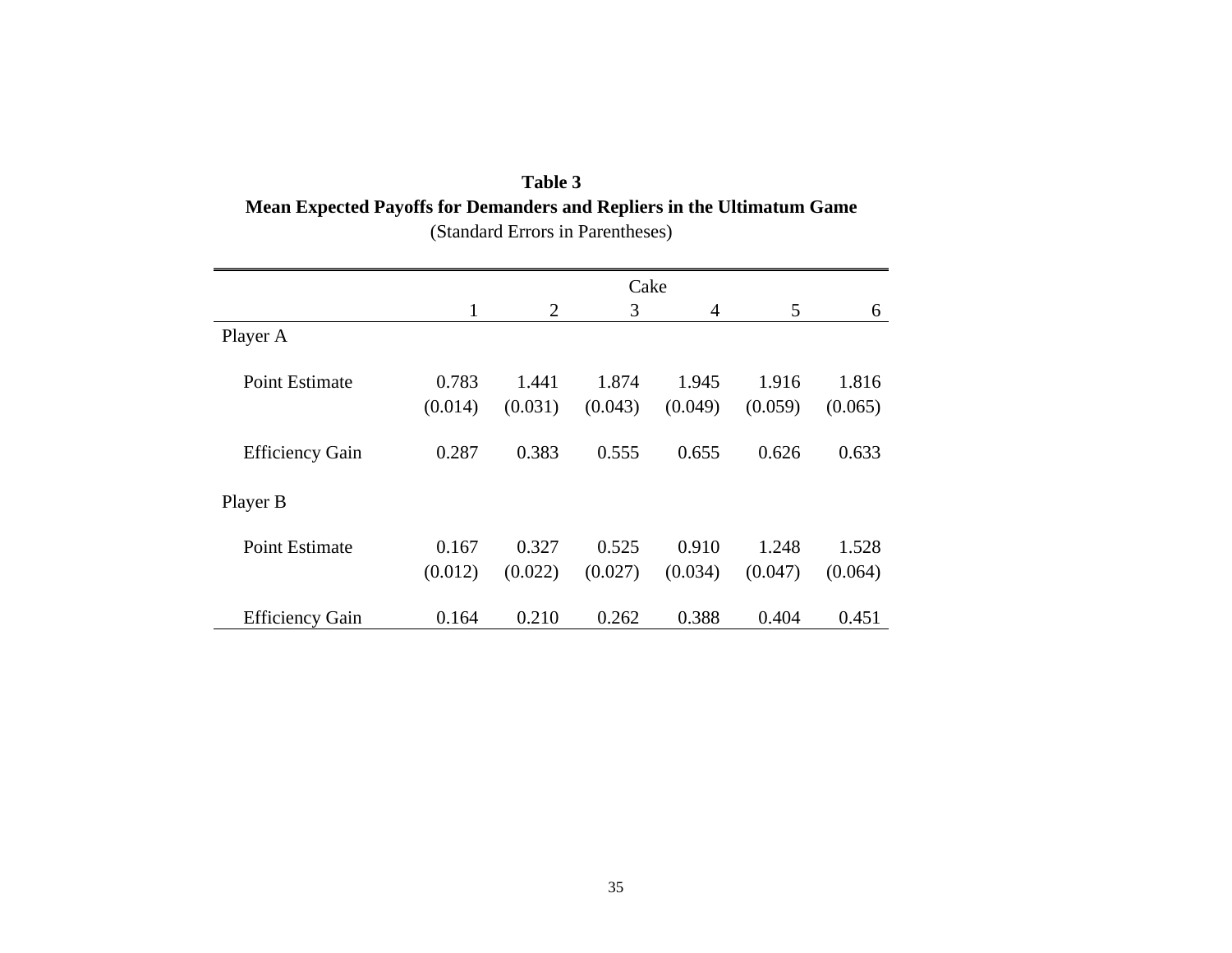**Table 3**

**Mean Expected Payoffs for Demanders and Repliers in the Ultimatum Game**

(Standard Errors in Parentheses)

| | Cake | | | | | |
|---|---|---|---|---|---|---|
| | 1 | 2 | 3 | 4 | 5 | 6 |
| Player A | | | | | | |
| Point Estimate | 0.783 | 1.441 | 1.874 | 1.945 | 1.916 | 1.816 |
| | (0.014) | (0.031) | (0.043) | (0.049) | (0.059) | (0.065) |
| Efficiency Gain | 0.287 | 0.383 | 0.555 | 0.655 | 0.626 | 0.633 |
| Player B | | | | | | |
| Point Estimate | 0.167 | 0.327 | 0.525 | 0.910 | 1.248 | 1.528 |
| | (0.012) | (0.022) | (0.027) | (0.034) | (0.047) | (0.064) |
| Efficiency Gain | 0.164 | 0.210 | 0.262 | 0.388 | 0.404 | 0.451 |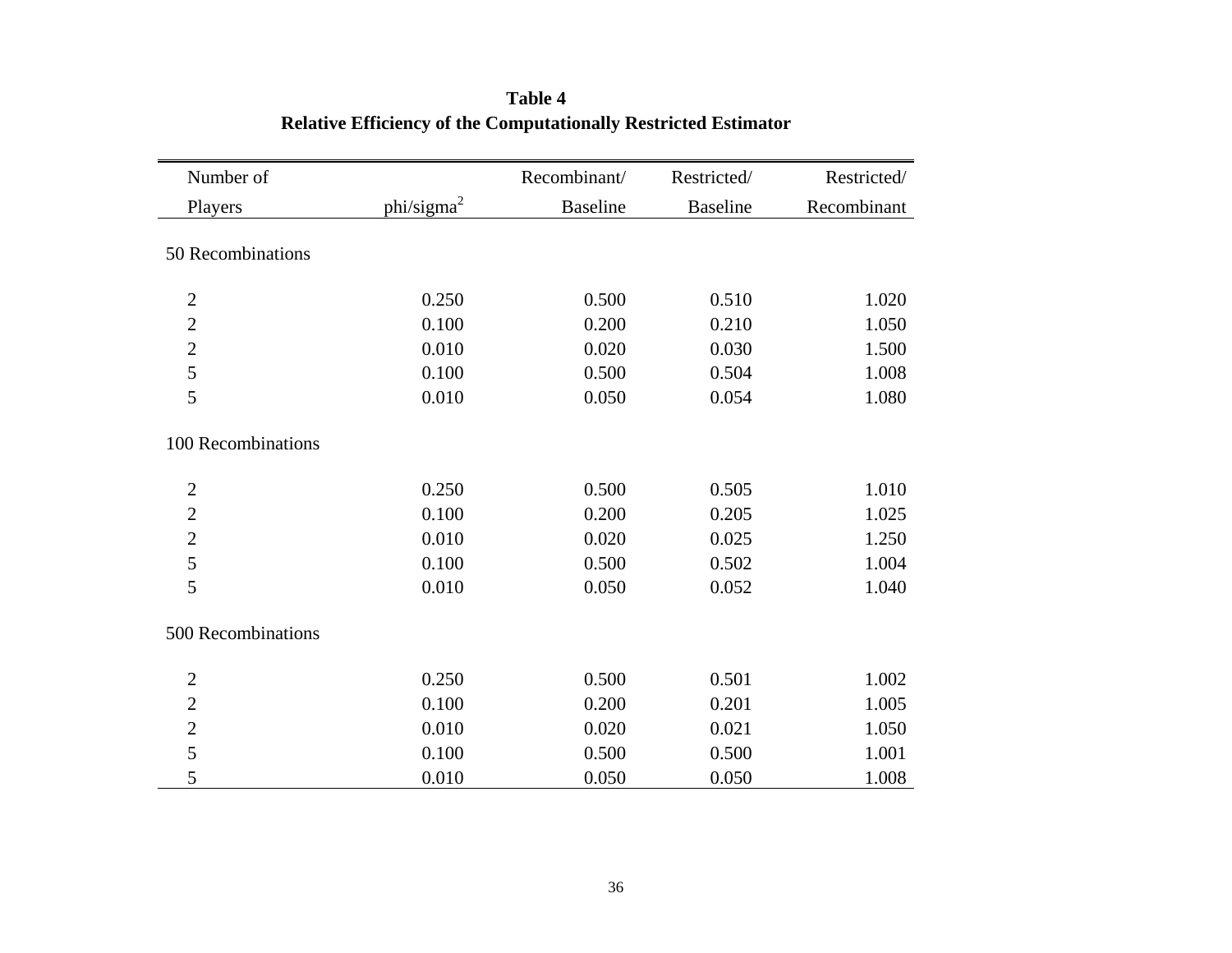**Table 4**
**Relative Efficiency of the Computationally Restricted Estimator**

| Number of Players | $phi/sigma^2$ | Recombinant/ Baseline | Restricted/ Baseline | Restricted/ Recombinant |
|---|---|---|---|---|
| 50 Recombinations | | | | |
| 2 | 0.250 | 0.500 | 0.510 | 1.020 |
| 2 | 0.100 | 0.200 | 0.210 | 1.050 |
| 2 | 0.010 | 0.020 | 0.030 | 1.500 |
| 5 | 0.100 | 0.500 | 0.504 | 1.008 |
| 5 | 0.010 | 0.050 | 0.054 | 1.080 |
| 100 Recombinations | | | | |
| 2 | 0.250 | 0.500 | 0.505 | 1.010 |
| 2 | 0.100 | 0.200 | 0.205 | 1.025 |
| 2 | 0.010 | 0.020 | 0.025 | 1.250 |
| 5 | 0.100 | 0.500 | 0.502 | 1.004 |
| 5 | 0.010 | 0.050 | 0.052 | 1.040 |
| 500 Recombinations | | | | |
| 2 | 0.250 | 0.500 | 0.501 | 1.002 |
| 2 | 0.100 | 0.200 | 0.201 | 1.005 |
| 2 | 0.010 | 0.020 | 0.021 | 1.050 |
| 5 | 0.100 | 0.500 | 0.500 | 1.001 |
| 5 | 0.010 | 0.050 | 0.050 | 1.008 |